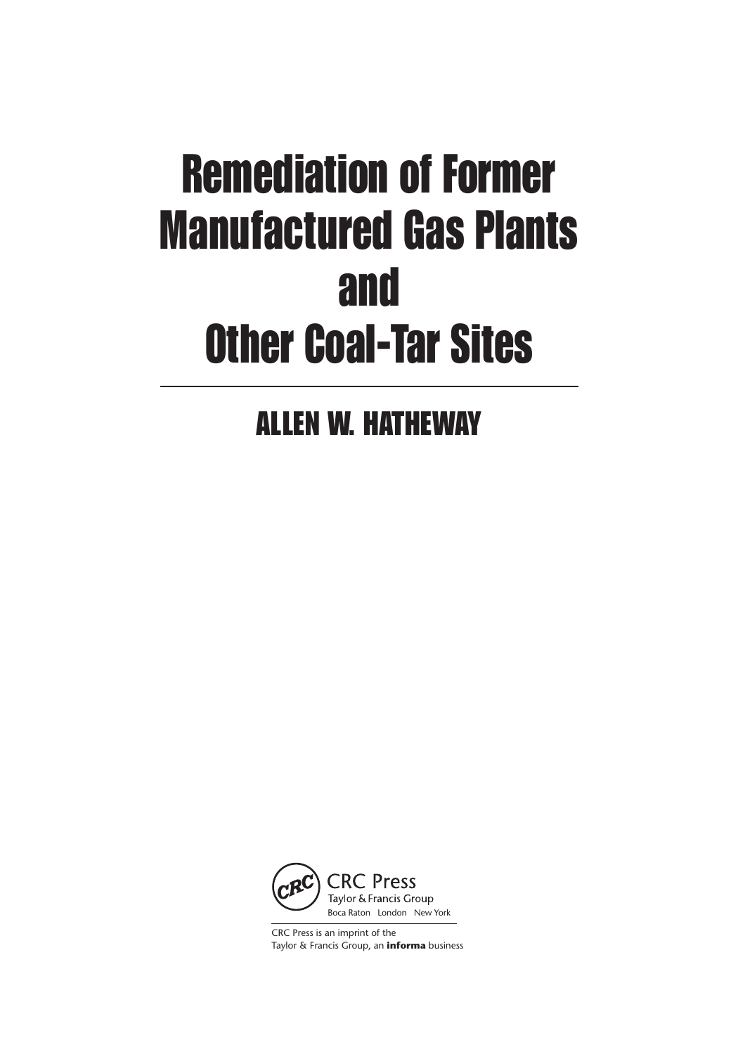# Remediation of Former Manufactured Gas Plants and Other Coal-Tar Sites

## ALLEN W. HATHEWAY

CRC Press
Taylor & Francis Group
Boca Raton London New York

CRC Press is an imprint of the
Taylor & Francis Group, an **informa** business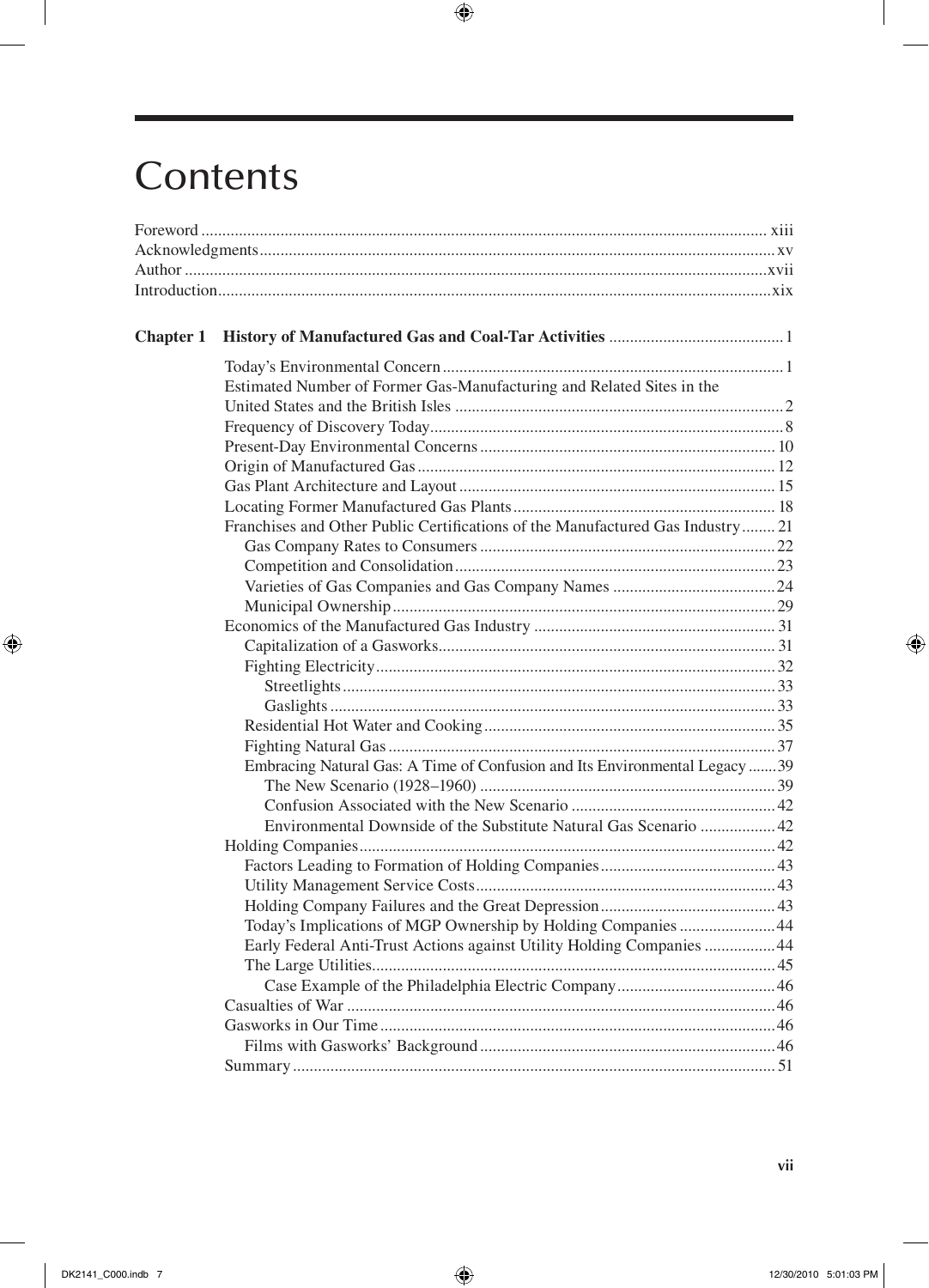# Contents

Foreword ........ xiii
Acknowledgments ........ xv
Author ........ xvii
Introduction ........ xix

**Chapter 1 History of Manufactured Gas and Coal-Tar Activities** ........ 1

- Today's Environmental Concern ........ 1
- Estimated Number of Former Gas-Manufacturing and Related Sites in the United States and the British Isles ........ 2
- Frequency of Discovery Today ........ 8
- Present-Day Environmental Concerns ........ 10
- Origin of Manufactured Gas ........ 12
- Gas Plant Architecture and Layout ........ 15
- Locating Former Manufactured Gas Plants ........ 18
- Franchises and Other Public Certifications of the Manufactured Gas Industry ........ 21
  - Gas Company Rates to Consumers ........ 22
  - Competition and Consolidation ........ 23
  - Varieties of Gas Companies and Gas Company Names ........ 24
  - Municipal Ownership ........ 29
- Economics of the Manufactured Gas Industry ........ 31
  - Capitalization of a Gasworks ........ 31
  - Fighting Electricity ........ 32
    - Streetlights ........ 33
    - Gaslights ........ 33
  - Residential Hot Water and Cooking ........ 35
  - Fighting Natural Gas ........ 37
  - Embracing Natural Gas: A Time of Confusion and Its Environmental Legacy ........ 39
    - The New Scenario (1928–1960) ........ 39
    - Confusion Associated with the New Scenario ........ 42
    - Environmental Downside of the Substitute Natural Gas Scenario ........ 42
- Holding Companies ........ 42
  - Factors Leading to Formation of Holding Companies ........ 43
  - Utility Management Service Costs ........ 43
  - Holding Company Failures and the Great Depression ........ 43
  - Today's Implications of MGP Ownership by Holding Companies ........ 44
  - Early Federal Anti-Trust Actions against Utility Holding Companies ........ 44
  - The Large Utilities ........ 45
    - Case Example of the Philadelphia Electric Company ........ 46
- Casualties of War ........ 46
- Gasworks in Our Time ........ 46
  - Films with Gasworks' Background ........ 46
- Summary ........ 51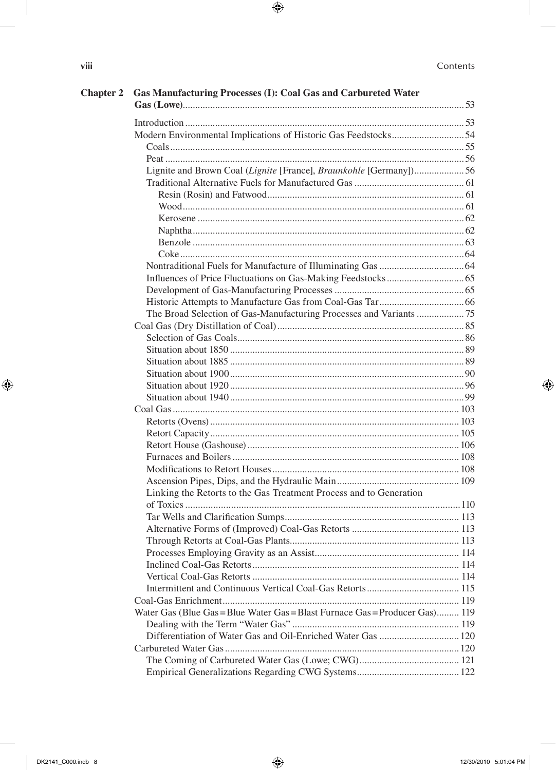**Chapter 2 Gas Manufacturing Processes (I): Coal Gas and Carbureted Water Gas (Lowe)** ........ 53

Introduction ........ 53
Modern Environmental Implications of Historic Gas Feedstocks ........ 54
  Coals ........ 55
  Peat ........ 56
  Lignite and Brown Coal (*Lignite* [France], *Braunkohle* [Germany]) ........ 56
  Traditional Alternative Fuels for Manufactured Gas ........ 61
    Resin (Rosin) and Fatwood ........ 61
    Wood ........ 61
    Kerosene ........ 62
    Naphtha ........ 62
    Benzole ........ 63
    Coke ........ 64
  Nontraditional Fuels for Manufacture of Illuminating Gas ........ 64
  Influences of Price Fluctuations on Gas-Making Feedstocks ........ 65
  Development of Gas-Manufacturing Processes ........ 65
  Historic Attempts to Manufacture Gas from Coal-Gas Tar ........ 66
  The Broad Selection of Gas-Manufacturing Processes and Variants ........ 75
Coal Gas (Dry Distillation of Coal) ........ 85
  Selection of Gas Coals ........ 86
  Situation about 1850 ........ 89
  Situation about 1885 ........ 89
  Situation about 1900 ........ 90
  Situation about 1920 ........ 96
  Situation about 1940 ........ 99
Coal Gas ........ 103
  Retorts (Ovens) ........ 103
  Retort Capacity ........ 105
  Retort House (Gashouse) ........ 106
  Furnaces and Boilers ........ 108
  Modifications to Retort Houses ........ 108
  Ascension Pipes, Dips, and the Hydraulic Main ........ 109
  Linking the Retorts to the Gas Treatment Process and to Generation of Toxics ........ 110
  Tar Wells and Clarification Sumps ........ 113
  Alternative Forms of (Improved) Coal-Gas Retorts ........ 113
  Through Retorts at Coal-Gas Plants ........ 113
  Processes Employing Gravity as an Assist ........ 114
  Inclined Coal-Gas Retorts ........ 114
  Vertical Coal-Gas Retorts ........ 114
  Intermittent and Continuous Vertical Coal-Gas Retorts ........ 115
Coal-Gas Enrichment ........ 119
Water Gas (Blue Gas = Blue Water Gas = Blast Furnace Gas = Producer Gas) ........ 119
  Dealing with the Term "Water Gas" ........ 119
  Differentiation of Water Gas and Oil-Enriched Water Gas ........ 120
Carbureted Water Gas ........ 120
  The Coming of Carbureted Water Gas (Lowe; CWG) ........ 121
  Empirical Generalizations Regarding CWG Systems ........ 122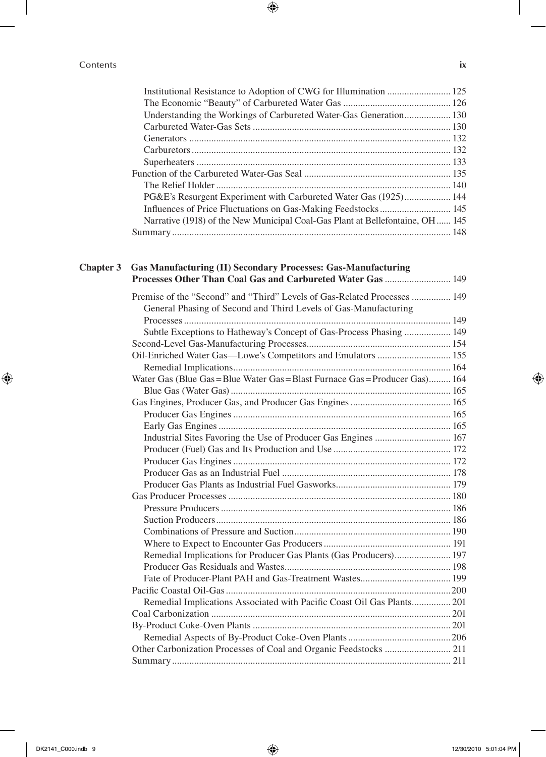Institutional Resistance to Adoption of CWG for Illumination .......................... 125
The Economic "Beauty" of Carbureted Water Gas ............................................ 126
Understanding the Workings of Carbureted Water-Gas Generation................... 130
Carbureted Water-Gas Sets ................................................................................ 130
Generators .......................................................................................................... 132
Carburetors ......................................................................................................... 132
Superheaters ....................................................................................................... 133
Function of the Carbureted Water-Gas Seal ............................................................ 135
The Relief Holder ............................................................................................... 140
PG&E's Resurgent Experiment with Carbureted Water Gas (1925)................... 144
Influences of Price Fluctuations on Gas-Making Feedstocks ............................. 145
Narrative (1918) of the New Municipal Coal-Gas Plant at Bellefontaine, OH ...... 145
Summary ................................................................................................................. 148

**Chapter 3 Gas Manufacturing (II) Secondary Processes: Gas-Manufacturing Processes Other Than Coal Gas and Carbureted Water Gas** ........................... 149

Premise of the "Second" and "Third" Levels of Gas-Related Processes ................ 149
General Phasing of Second and Third Levels of Gas-Manufacturing Processes ........................................................................................................... 149
Subtle Exceptions to Hatheway's Concept of Gas-Process Phasing ................... 149
Second-Level Gas-Manufacturing Processes........................................................... 154
Oil-Enriched Water Gas—Lowe's Competitors and Emulators .............................. 155
Remedial Implications........................................................................................ 164
Water Gas (Blue Gas = Blue Water Gas = Blast Furnace Gas = Producer Gas)......... 164
Blue Gas (Water Gas) ......................................................................................... 165
Gas Engines, Producer Gas, and Producer Gas Engines ......................................... 165
Producer Gas Engines ........................................................................................ 165
Early Gas Engines .............................................................................................. 165
Industrial Sites Favoring the Use of Producer Gas Engines ............................... 167
Producer (Fuel) Gas and Its Production and Use ................................................ 172
Producer Gas Engines ........................................................................................ 172
Producer Gas as an Industrial Fuel .................................................................... 178
Producer Gas Plants as Industrial Fuel Gasworks.............................................. 179
Gas Producer Processes .......................................................................................... 180
Pressure Producers ............................................................................................. 186
Suction Producers ............................................................................................... 186
Combinations of Pressure and Suction................................................................ 190
Where to Expect to Encounter Gas Producers .................................................... 191
Remedial Implications for Producer Gas Plants (Gas Producers)....................... 197
Producer Gas Residuals and Wastes.................................................................... 198
Fate of Producer-Plant PAH and Gas-Treatment Wastes..................................... 199
Pacific Coastal Oil-Gas ............................................................................................ 200
Remedial Implications Associated with Pacific Coast Oil Gas Plants................ 201
Coal Carbonization ................................................................................................. 201
By-Product Coke-Oven Plants ................................................................................ 201
Remedial Aspects of By-Product Coke-Oven Plants .......................................... 206
Other Carbonization Processes of Coal and Organic Feedstocks ........................... 211
Summary ................................................................................................................. 211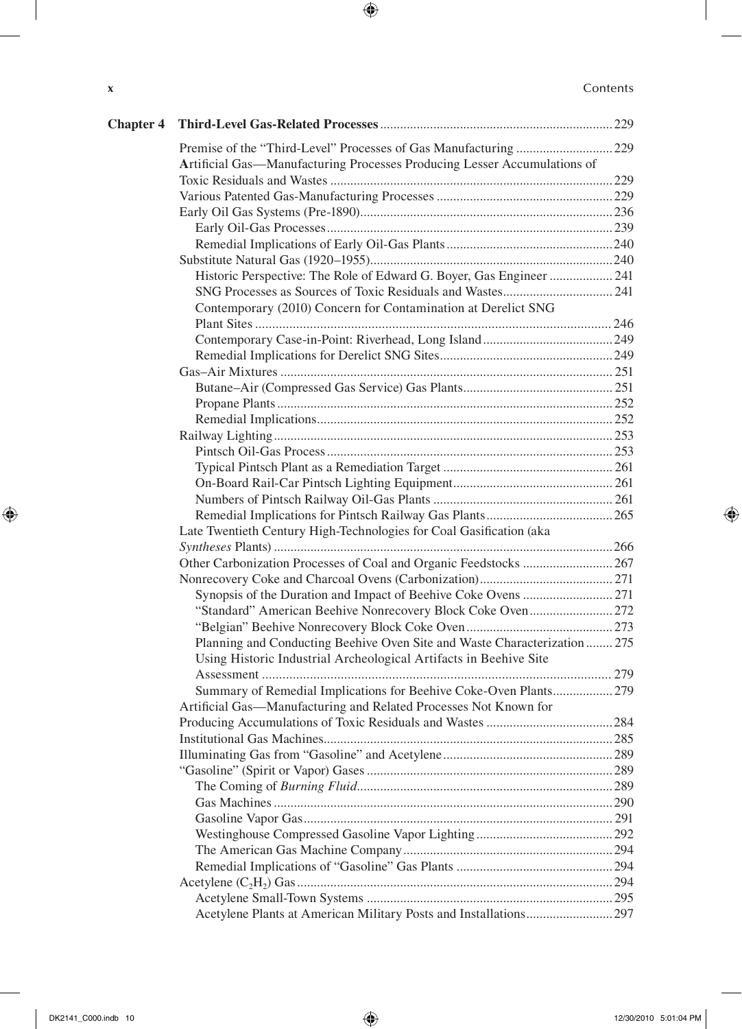**Chapter 4 Third-Level Gas-Related Processes** 229

Premise of the "Third-Level" Processes of Gas Manufacturing 229

Artificial Gas—Manufacturing Processes Producing Lesser Accumulations of Toxic Residuals and Wastes 229

Various Patented Gas-Manufacturing Processes 229

Early Oil Gas Systems (Pre-1890) 236

- Early Oil-Gas Processes 239
- Remedial Implications of Early Oil-Gas Plants 240

Substitute Natural Gas (1920–1955) 240

- Historic Perspective: The Role of Edward G. Boyer, Gas Engineer 241
- SNG Processes as Sources of Toxic Residuals and Wastes 241
- Contemporary (2010) Concern for Contamination at Derelict SNG Plant Sites 246
- Contemporary Case-in-Point: Riverhead, Long Island 249
- Remedial Implications for Derelict SNG Sites 249

Gas–Air Mixtures 251

- Butane–Air (Compressed Gas Service) Gas Plants 251
- Propane Plants 252
- Remedial Implications 252

Railway Lighting 253

- Pintsch Oil-Gas Process 253
- Typical Pintsch Plant as a Remediation Target 261
- On-Board Rail-Car Pintsch Lighting Equipment 261
- Numbers of Pintsch Railway Oil-Gas Plants 261
- Remedial Implications for Pintsch Railway Gas Plants 265

Late Twentieth Century High-Technologies for Coal Gasification (aka *Syntheses* Plants) 266

Other Carbonization Processes of Coal and Organic Feedstocks 267

Nonrecovery Coke and Charcoal Ovens (Carbonization) 271

- Synopsis of the Duration and Impact of Beehive Coke Ovens 271
- "Standard" American Beehive Nonrecovery Block Coke Oven 272
- "Belgian" Beehive Nonrecovery Block Coke Oven 273
- Planning and Conducting Beehive Oven Site and Waste Characterization 275
- Using Historic Industrial Archeological Artifacts in Beehive Site Assessment 279
- Summary of Remedial Implications for Beehive Coke-Oven Plants 279

Artificial Gas—Manufacturing and Related Processes Not Known for Producing Accumulations of Toxic Residuals and Wastes 284

Institutional Gas Machines 285

Illuminating Gas from "Gasoline" and Acetylene 289

"Gasoline" (Spirit or Vapor) Gases 289

- The Coming of *Burning Fluid* 289
- Gas Machines 290
- Gasoline Vapor Gas 291
- Westinghouse Compressed Gasoline Vapor Lighting 292
- The American Gas Machine Company 294
- Remedial Implications of "Gasoline" Gas Plants 294

Acetylene ($C_2H_2$) Gas 294

- Acetylene Small-Town Systems 295
- Acetylene Plants at American Military Posts and Installations 297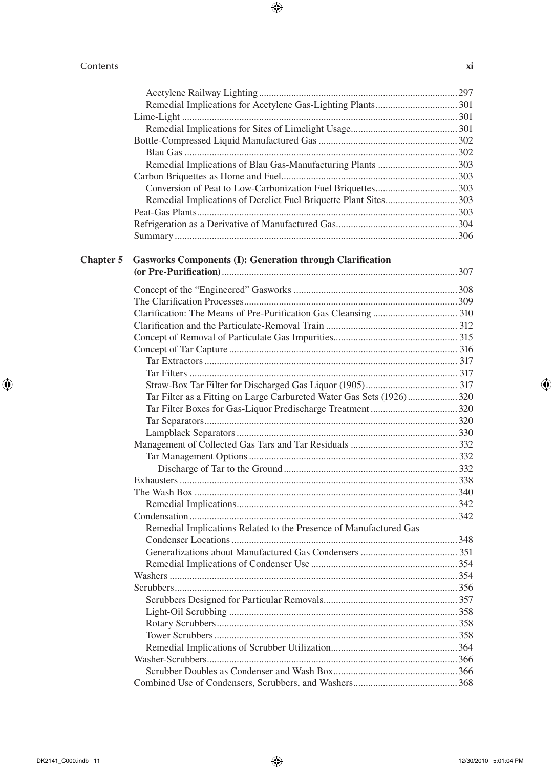Acetylene Railway Lighting ... 297
Remedial Implications for Acetylene Gas-Lighting Plants ... 301
Lime-Light ... 301
Remedial Implications for Sites of Limelight Usage ... 301
Bottle-Compressed Liquid Manufactured Gas ... 302
Blau Gas ... 302
Remedial Implications of Blau Gas-Manufacturing Plants ... 303
Carbon Briquettes as Home and Fuel ... 303
Conversion of Peat to Low-Carbonization Fuel Briquettes ... 303
Remedial Implications of Derelict Fuel Briquette Plant Sites ... 303
Peat-Gas Plants ... 303
Refrigeration as a Derivative of Manufactured Gas ... 304
Summary ... 306

**Chapter 5 Gasworks Components (I): Generation through Clarification (or Pre-Purification)** ... 307

Concept of the "Engineered" Gasworks ... 308
The Clarification Processes ... 309
Clarification: The Means of Pre-Purification Gas Cleansing ... 310
Clarification and the Particulate-Removal Train ... 312
Concept of Removal of Particulate Gas Impurities ... 315
Concept of Tar Capture ... 316
Tar Extractors ... 317
Tar Filters ... 317
Straw-Box Tar Filter for Discharged Gas Liquor (1905) ... 317
Tar Filter as a Fitting on Large Carbureted Water Gas Sets (1926) ... 320
Tar Filter Boxes for Gas-Liquor Predischarge Treatment ... 320
Tar Separators ... 320
Lampblack Separators ... 330
Management of Collected Gas Tars and Tar Residuals ... 332
Tar Management Options ... 332
Discharge of Tar to the Ground ... 332
Exhausters ... 338
The Wash Box ... 340
Remedial Implications ... 342
Condensation ... 342
Remedial Implications Related to the Presence of Manufactured Gas Condenser Locations ... 348
Generalizations about Manufactured Gas Condensers ... 351
Remedial Implications of Condenser Use ... 354
Washers ... 354
Scrubbers ... 356
Scrubbers Designed for Particular Removals ... 357
Light-Oil Scrubbing ... 358
Rotary Scrubbers ... 358
Tower Scrubbers ... 358
Remedial Implications of Scrubber Utilization ... 364
Washer-Scrubbers ... 366
Scrubber Doubles as Condenser and Wash Box ... 366
Combined Use of Condensers, Scrubbers, and Washers ... 368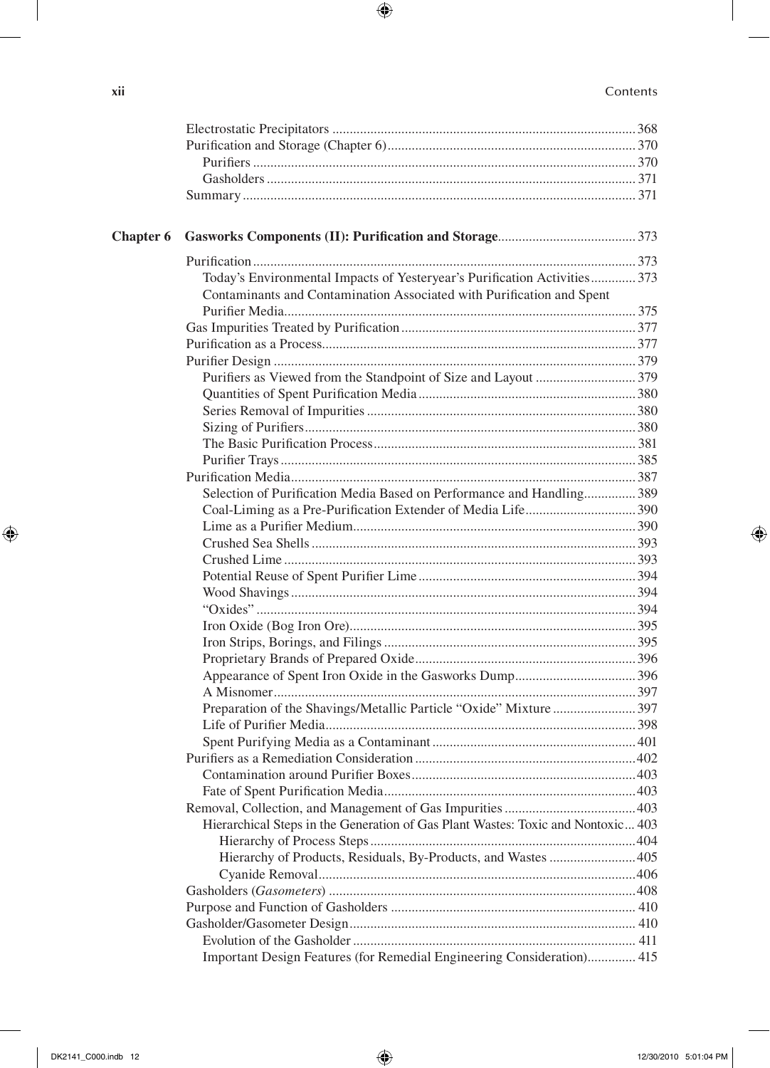Electrostatic Precipitators ........................................................................................ 368
Purification and Storage (Chapter 6)........................................................................ 370
    Purifiers ............................................................................................................. 370
    Gasholders .......................................................................................................... 371
Summary ................................................................................................................. 371

**Chapter 6 Gasworks Components (II): Purification and Storage**........................................ 373

Purification ............................................................................................................. 373
    Today's Environmental Impacts of Yesteryear's Purification Activities............. 373
    Contaminants and Contamination Associated with Purification and Spent Purifier Media..................................................................................................... 375
Gas Impurities Treated by Purification .................................................................. 377
Purification as a Process.......................................................................................... 377
Purifier Design ........................................................................................................ 379
    Purifiers as Viewed from the Standpoint of Size and Layout ............................ 379
    Quantities of Spent Purification Media .............................................................. 380
    Series Removal of Impurities ............................................................................. 380
    Sizing of Purifiers............................................................................................... 380
    The Basic Purification Process........................................................................... 381
    Purifier Trays...................................................................................................... 385
Purification Media................................................................................................... 387
    Selection of Purification Media Based on Performance and Handling............... 389
    Coal-Liming as a Pre-Purification Extender of Media Life................................ 390
    Lime as a Purifier Medium................................................................................. 390
    Crushed Sea Shells ............................................................................................. 393
    Crushed Lime ..................................................................................................... 393
    Potential Reuse of Spent Purifier Lime .............................................................. 394
    Wood Shavings ................................................................................................... 394
    "Oxides" ............................................................................................................. 394
    Iron Oxide (Bog Iron Ore).................................................................................. 395
    Iron Strips, Borings, and Filings ........................................................................ 395
    Proprietary Brands of Prepared Oxide............................................................... 396
    Appearance of Spent Iron Oxide in the Gasworks Dump................................... 396
    A Misnomer........................................................................................................ 397
    Preparation of the Shavings/Metallic Particle "Oxide" Mixture ........................ 397
    Life of Purifier Media......................................................................................... 398
    Spent Purifying Media as a Contaminant .......................................................... 401
Purifiers as a Remediation Consideration ............................................................... 402
    Contamination around Purifier Boxes................................................................ 403
    Fate of Spent Purification Media........................................................................ 403
Removal, Collection, and Management of Gas Impurities ...................................... 403
    Hierarchical Steps in the Generation of Gas Plant Wastes: Toxic and Nontoxic... 403
        Hierarchy of Process Steps ............................................................................ 404
        Hierarchy of Products, Residuals, By-Products, and Wastes ......................... 405
        Cyanide Removal........................................................................................... 406
Gasholders (*Gasometers*) ........................................................................................ 408
Purpose and Function of Gasholders ...................................................................... 410
Gasholder/Gasometer Design.................................................................................. 410
    Evolution of the Gasholder ................................................................................. 411
    Important Design Features (for Remedial Engineering Consideration).............. 415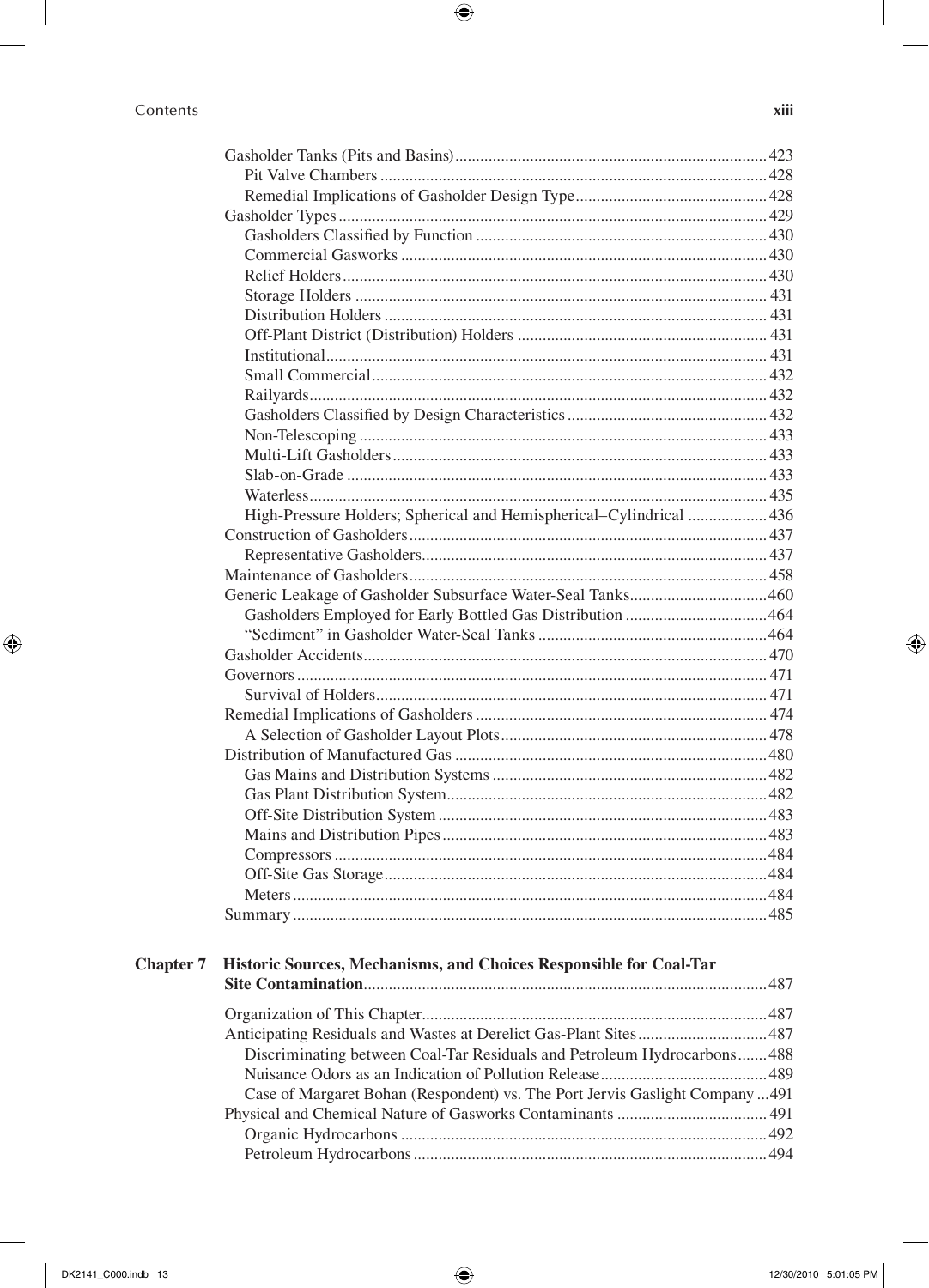Gasholder Tanks (Pits and Basins) .......... 423
- Pit Valve Chambers .......... 428
- Remedial Implications of Gasholder Design Type .......... 428

Gasholder Types .......... 429
- Gasholders Classified by Function .......... 430
- Commercial Gasworks .......... 430
- Relief Holders .......... 430
- Storage Holders .......... 431
- Distribution Holders .......... 431
- Off-Plant District (Distribution) Holders .......... 431
- Institutional .......... 431
- Small Commercial .......... 432
- Railyards .......... 432
- Gasholders Classified by Design Characteristics .......... 432
- Non-Telescoping .......... 433
- Multi-Lift Gasholders .......... 433
- Slab-on-Grade .......... 433
- Waterless .......... 435
- High-Pressure Holders; Spherical and Hemispherical–Cylindrical .......... 436

Construction of Gasholders .......... 437
- Representative Gasholders .......... 437

Maintenance of Gasholders .......... 458

Generic Leakage of Gasholder Subsurface Water-Seal Tanks .......... 460
- Gasholders Employed for Early Bottled Gas Distribution .......... 464
- "Sediment" in Gasholder Water-Seal Tanks .......... 464

Gasholder Accidents .......... 470

Governors .......... 471
- Survival of Holders .......... 471

Remedial Implications of Gasholders .......... 474
- A Selection of Gasholder Layout Plots .......... 478

Distribution of Manufactured Gas .......... 480
- Gas Mains and Distribution Systems .......... 482
- Gas Plant Distribution System .......... 482
- Off-Site Distribution System .......... 483
- Mains and Distribution Pipes .......... 483
- Compressors .......... 484
- Off-Site Gas Storage .......... 484
- Meters .......... 484

Summary .......... 485

**Chapter 7 Historic Sources, Mechanisms, and Choices Responsible for Coal-Tar Site Contamination** .......... 487

Organization of This Chapter .......... 487

Anticipating Residuals and Wastes at Derelict Gas-Plant Sites .......... 487
- Discriminating between Coal-Tar Residuals and Petroleum Hydrocarbons .......... 488
- Nuisance Odors as an Indication of Pollution Release .......... 489
- Case of Margaret Bohan (Respondent) vs. The Port Jervis Gaslight Company .......... 491

Physical and Chemical Nature of Gasworks Contaminants .......... 491
- Organic Hydrocarbons .......... 492
- Petroleum Hydrocarbons .......... 494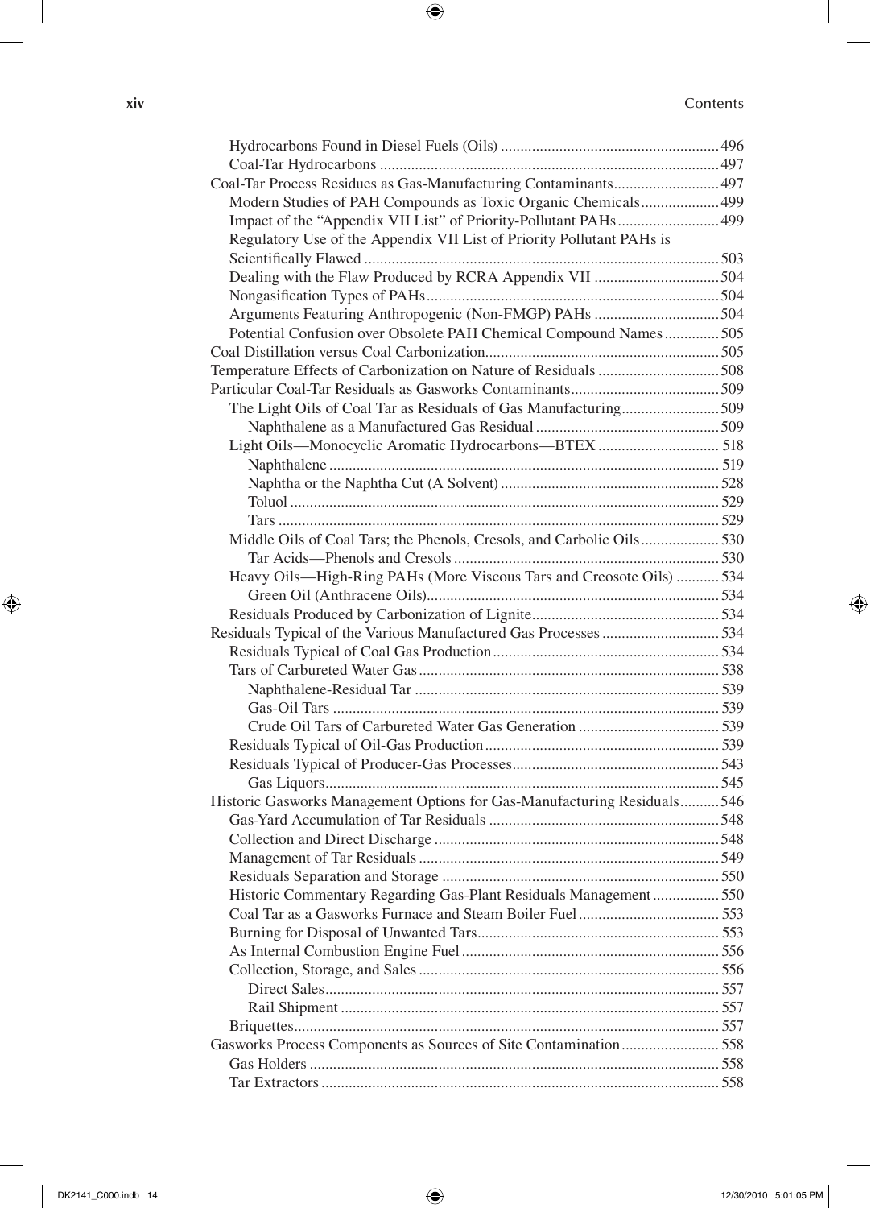Hydrocarbons Found in Diesel Fuels (Oils) ........................................................ 496
Coal-Tar Hydrocarbons ........................................................................................ 497
Coal-Tar Process Residues as Gas-Manufacturing Contaminants .............................. 497
Modern Studies of PAH Compounds as Toxic Organic Chemicals .................... 499
Impact of the "Appendix VII List" of Priority-Pollutant PAHs .......................... 499
Regulatory Use of the Appendix VII List of Priority Pollutant PAHs is Scientifically Flawed ........................................................................................ 503
Dealing with the Flaw Produced by RCRA Appendix VII ................................ 504
Nongasification Types of PAHs ........................................................................... 504
Arguments Featuring Anthropogenic (Non-FMGP) PAHs ................................ 504
Potential Confusion over Obsolete PAH Chemical Compound Names .............. 505
Coal Distillation versus Coal Carbonization ............................................................ 505
Temperature Effects of Carbonization on Nature of Residuals ............................... 508
Particular Coal-Tar Residuals as Gasworks Contaminants ...................................... 509
The Light Oils of Coal Tar as Residuals of Gas Manufacturing ......................... 509
Naphthalene as a Manufactured Gas Residual ............................................... 509
Light Oils—Monocyclic Aromatic Hydrocarbons—BTEX ............................... 518
Naphthalene ..................................................................................................... 519
Naphtha or the Naphtha Cut (A Solvent) ........................................................ 528
Toluol ............................................................................................................... 529
Tars .................................................................................................................. 529
Middle Oils of Coal Tars; the Phenols, Cresols, and Carbolic Oils .................... 530
Tar Acids—Phenols and Cresols .................................................................... 530
Heavy Oils—High-Ring PAHs (More Viscous Tars and Creosote Oils) ........... 534
Green Oil (Anthracene Oils) ........................................................................... 534
Residuals Produced by Carbonization of Lignite ................................................ 534
Residuals Typical of the Various Manufactured Gas Processes .............................. 534
Residuals Typical of Coal Gas Production .......................................................... 534
Tars of Carbureted Water Gas ............................................................................. 538
Naphthalene-Residual Tar .............................................................................. 539
Gas-Oil Tars .................................................................................................... 539
Crude Oil Tars of Carbureted Water Gas Generation .................................... 539
Residuals Typical of Oil-Gas Production ............................................................ 539
Residuals Typical of Producer-Gas Processes ..................................................... 543
Gas Liquors ...................................................................................................... 545
Historic Gasworks Management Options for Gas-Manufacturing Residuals .......... 546
Gas-Yard Accumulation of Tar Residuals ........................................................... 548
Collection and Direct Discharge ......................................................................... 548
Management of Tar Residuals ............................................................................ 549
Residuals Separation and Storage ....................................................................... 550
Historic Commentary Regarding Gas-Plant Residuals Management ................. 550
Coal Tar as a Gasworks Furnace and Steam Boiler Fuel .................................... 553
Burning for Disposal of Unwanted Tars .............................................................. 553
As Internal Combustion Engine Fuel .................................................................. 556
Collection, Storage, and Sales ............................................................................. 556
Direct Sales ..................................................................................................... 557
Rail Shipment ................................................................................................. 557
Briquettes ............................................................................................................ 557
Gasworks Process Components as Sources of Site Contamination ......................... 558
Gas Holders ......................................................................................................... 558
Tar Extractors ...................................................................................................... 558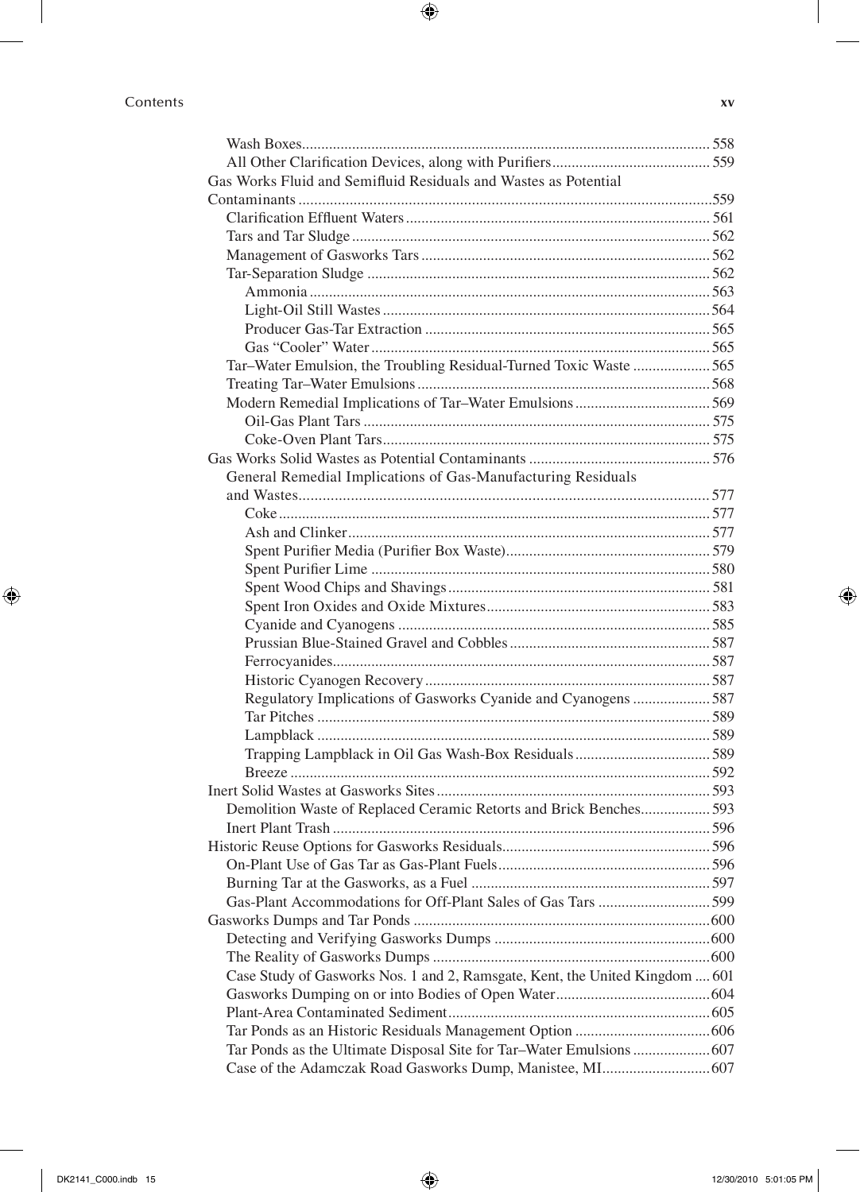Wash Boxes ........................................................................................................ 558
All Other Clarification Devices, along with Purifiers ......................................... 559
Gas Works Fluid and Semifluid Residuals and Wastes as Potential Contaminants ........................................................................................................ 559
Clarification Effluent Waters ............................................................................. 561
Tars and Tar Sludge ........................................................................................... 562
Management of Gasworks Tars ......................................................................... 562
Tar-Separation Sludge ....................................................................................... 562
Ammonia ...................................................................................................... 563
Light-Oil Still Wastes ................................................................................... 564
Producer Gas-Tar Extraction ........................................................................ 565
Gas “Cooler” Water ...................................................................................... 565
Tar–Water Emulsion, the Troubling Residual-Turned Toxic Waste .................... 565
Treating Tar–Water Emulsions ........................................................................... 568
Modern Remedial Implications of Tar–Water Emulsions .................................. 569
Oil-Gas Plant Tars ........................................................................................ 575
Coke-Oven Plant Tars ................................................................................... 575
Gas Works Solid Wastes as Potential Contaminants .............................................. 576
General Remedial Implications of Gas-Manufacturing Residuals and Wastes ........................................................................................................ 577
Coke ............................................................................................................. 577
Ash and Clinker ............................................................................................ 577
Spent Purifier Media (Purifier Box Waste) .................................................... 579
Spent Purifier Lime ...................................................................................... 580
Spent Wood Chips and Shavings ................................................................... 581
Spent Iron Oxides and Oxide Mixtures ......................................................... 583
Cyanide and Cyanogens ............................................................................... 585
Prussian Blue-Stained Gravel and Cobbles ................................................... 587
Ferrocyanides ................................................................................................ 587
Historic Cyanogen Recovery ......................................................................... 587
Regulatory Implications of Gasworks Cyanide and Cyanogens .................... 587
Tar Pitches .................................................................................................... 589
Lampblack .................................................................................................... 589
Trapping Lampblack in Oil Gas Wash-Box Residuals .................................. 589
Breeze ........................................................................................................... 592
Inert Solid Wastes at Gasworks Sites ..................................................................... 593
Demolition Waste of Replaced Ceramic Retorts and Brick Benches .................. 593
Inert Plant Trash ................................................................................................ 596
Historic Reuse Options for Gasworks Residuals ..................................................... 596
On-Plant Use of Gas Tar as Gas-Plant Fuels ...................................................... 596
Burning Tar at the Gasworks, as a Fuel ............................................................. 597
Gas-Plant Accommodations for Off-Plant Sales of Gas Tars ............................ 599
Gasworks Dumps and Tar Ponds ............................................................................ 600
Detecting and Verifying Gasworks Dumps ........................................................ 600
The Reality of Gasworks Dumps ....................................................................... 600
Case Study of Gasworks Nos. 1 and 2, Ramsgate, Kent, the United Kingdom .... 601
Gasworks Dumping on or into Bodies of Open Water ........................................ 604
Plant-Area Contaminated Sediment ................................................................... 605
Tar Ponds as an Historic Residuals Management Option .................................. 606
Tar Ponds as the Ultimate Disposal Site for Tar–Water Emulsions .................... 607
Case of the Adamczak Road Gasworks Dump, Manistee, MI ............................ 607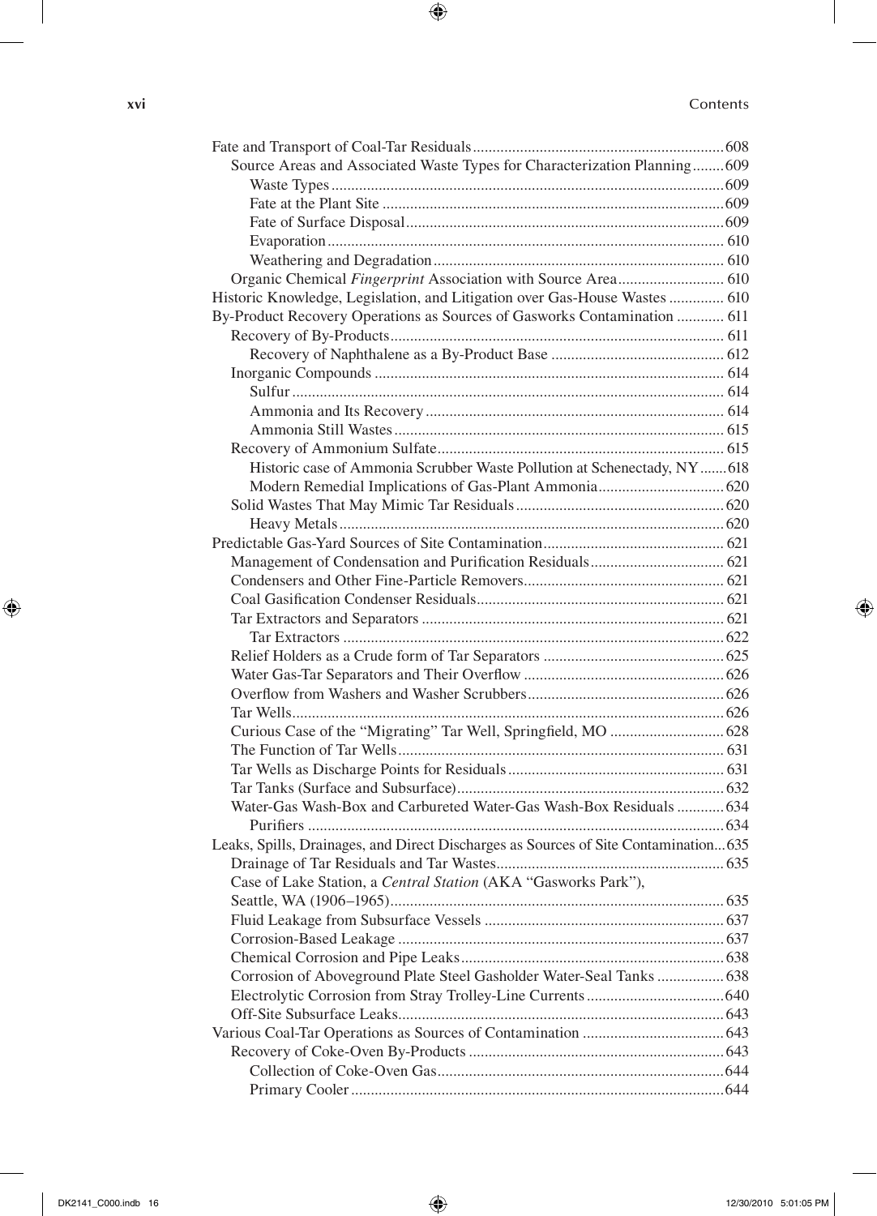Fate and Transport of Coal-Tar Residuals ... 608
  Source Areas and Associated Waste Types for Characterization Planning ... 609
    Waste Types ... 609
    Fate at the Plant Site ... 609
    Fate of Surface Disposal ... 609
    Evaporation ... 610
    Weathering and Degradation ... 610
  Organic Chemical *Fingerprint* Association with Source Area ... 610
Historic Knowledge, Legislation, and Litigation over Gas-House Wastes ... 610
By-Product Recovery Operations as Sources of Gasworks Contamination ... 611
  Recovery of By-Products ... 611
    Recovery of Naphthalene as a By-Product Base ... 612
  Inorganic Compounds ... 614
    Sulfur ... 614
    Ammonia and Its Recovery ... 614
    Ammonia Still Wastes ... 615
  Recovery of Ammonium Sulfate ... 615
    Historic case of Ammonia Scrubber Waste Pollution at Schenectady, NY ... 618
    Modern Remedial Implications of Gas-Plant Ammonia ... 620
  Solid Wastes That May Mimic Tar Residuals ... 620
    Heavy Metals ... 620
Predictable Gas-Yard Sources of Site Contamination ... 621
  Management of Condensation and Purification Residuals ... 621
  Condensers and Other Fine-Particle Removers ... 621
  Coal Gasification Condenser Residuals ... 621
  Tar Extractors and Separators ... 621
    Tar Extractors ... 622
  Relief Holders as a Crude form of Tar Separators ... 625
  Water Gas-Tar Separators and Their Overflow ... 626
  Overflow from Washers and Washer Scrubbers ... 626
  Tar Wells ... 626
  Curious Case of the "Migrating" Tar Well, Springfield, MO ... 628
  The Function of Tar Wells ... 631
  Tar Wells as Discharge Points for Residuals ... 631
  Tar Tanks (Surface and Subsurface) ... 632
  Water-Gas Wash-Box and Carbureted Water-Gas Wash-Box Residuals ... 634
    Purifiers ... 634
Leaks, Spills, Drainages, and Direct Discharges as Sources of Site Contamination ... 635
  Drainage of Tar Residuals and Tar Wastes ... 635
  Case of Lake Station, a *Central Station* (AKA "Gasworks Park"), Seattle, WA (1906–1965) ... 635
  Fluid Leakage from Subsurface Vessels ... 637
  Corrosion-Based Leakage ... 637
  Chemical Corrosion and Pipe Leaks ... 638
  Corrosion of Aboveground Plate Steel Gasholder Water-Seal Tanks ... 638
  Electrolytic Corrosion from Stray Trolley-Line Currents ... 640
  Off-Site Subsurface Leaks ... 643
Various Coal-Tar Operations as Sources of Contamination ... 643
  Recovery of Coke-Oven By-Products ... 643
    Collection of Coke-Oven Gas ... 644
    Primary Cooler ... 644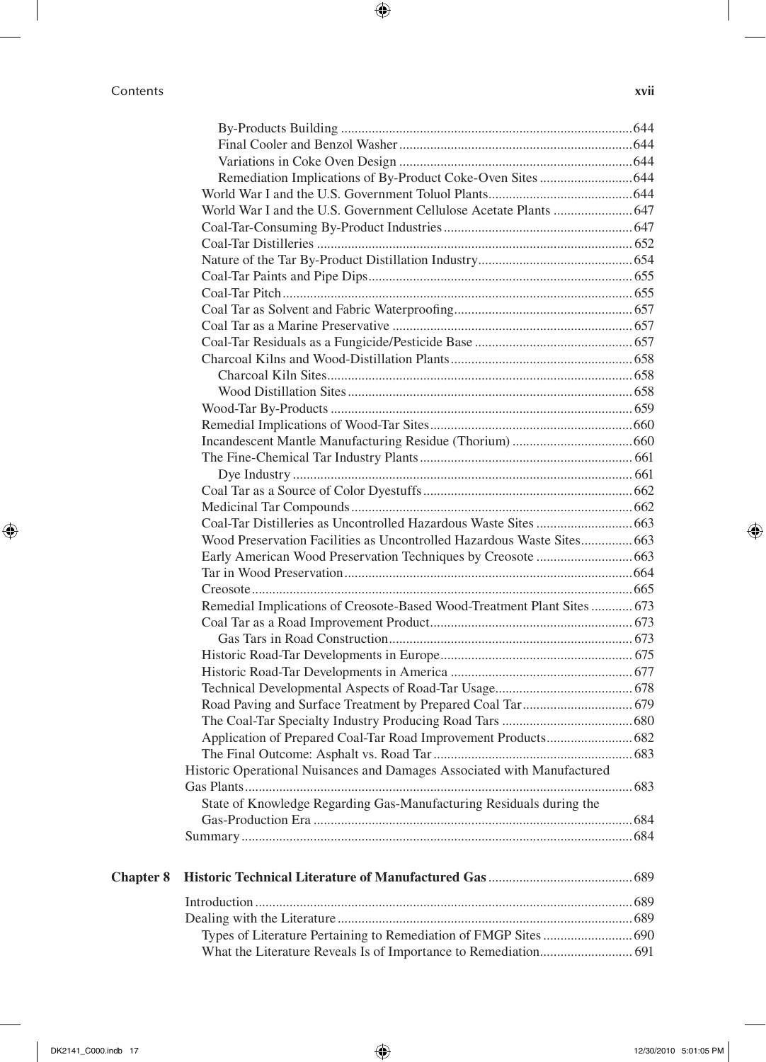By-Products Building ....................................................................................644
Final Cooler and Benzol Washer ....................................................................644
Variations in Coke Oven Design ....................................................................644
Remediation Implications of By-Product Coke-Oven Sites ...........................644
World War I and the U.S. Government Toluol Plants..........................................644
World War I and the U.S. Government Cellulose Acetate Plants .......................647
Coal-Tar-Consuming By-Product Industries .......................................................647
Coal-Tar Distilleries ............................................................................................652
Nature of the Tar By-Product Distillation Industry.............................................654
Coal-Tar Paints and Pipe Dips.............................................................................655
Coal-Tar Pitch......................................................................................................655
Coal Tar as Solvent and Fabric Waterproofing....................................................657
Coal Tar as a Marine Preservative .......................................................................657
Coal-Tar Residuals as a Fungicide/Pesticide Base ..............................................657
Charcoal Kilns and Wood-Distillation Plants.......................................................658
Charcoal Kiln Sites..........................................................................................658
Wood Distillation Sites ....................................................................................658
Wood-Tar By-Products ........................................................................................659
Remedial Implications of Wood-Tar Sites............................................................660
Incandescent Mantle Manufacturing Residue (Thorium) ....................................660
The Fine-Chemical Tar Industry Plants ...............................................................661
Dye Industry ....................................................................................................661
Coal Tar as a Source of Color Dyestuffs .............................................................662
Medicinal Tar Compounds...................................................................................662
Coal-Tar Distilleries as Uncontrolled Hazardous Waste Sites ............................663
Wood Preservation Facilities as Uncontrolled Hazardous Waste Sites...............663
Early American Wood Preservation Techniques by Creosote ............................663
Tar in Wood Preservation....................................................................................664
Creosote...............................................................................................................665
Remedial Implications of Creosote-Based Wood-Treatment Plant Sites ............673
Coal Tar as a Road Improvement Product...........................................................673
Gas Tars in Road Construction........................................................................673
Historic Road-Tar Developments in Europe.........................................................675
Historic Road-Tar Developments in America .....................................................677
Technical Developmental Aspects of Road-Tar Usage.........................................678
Road Paving and Surface Treatment by Prepared Coal Tar................................679
The Coal-Tar Specialty Industry Producing Road Tars .......................................680
Application of Prepared Coal-Tar Road Improvement Products.........................682
The Final Outcome: Asphalt vs. Road Tar ..........................................................683
Historic Operational Nuisances and Damages Associated with Manufactured Gas Plants ..................................................................................................................683
State of Knowledge Regarding Gas-Manufacturing Residuals during the Gas-Production Era ...............................................................................................684
Summary ..................................................................................................................684

**Chapter 8 Historic Technical Literature of Manufactured Gas** ..........................................689

Introduction ..............................................................................................................689
Dealing with the Literature ......................................................................................689
Types of Literature Pertaining to Remediation of FMGP Sites ..........................690
What the Literature Reveals Is of Importance to Remediation...........................691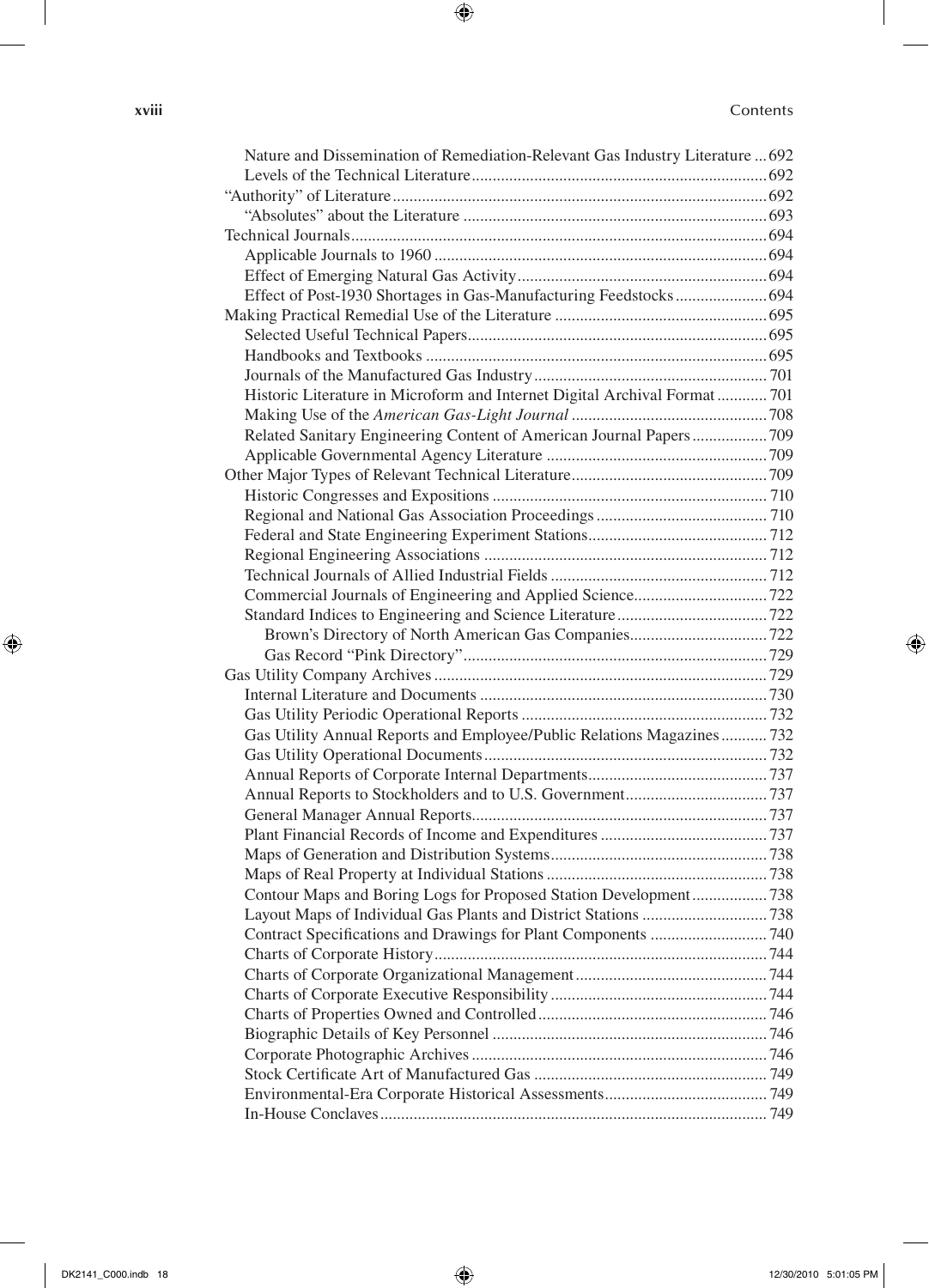Nature and Dissemination of Remediation-Relevant Gas Industry Literature ... 692
  Levels of the Technical Literature ... 692
"Authority" of Literature ... 692
  "Absolutes" about the Literature ... 693
Technical Journals ... 694
  Applicable Journals to 1960 ... 694
  Effect of Emerging Natural Gas Activity ... 694
  Effect of Post-1930 Shortages in Gas-Manufacturing Feedstocks ... 694
Making Practical Remedial Use of the Literature ... 695
  Selected Useful Technical Papers ... 695
  Handbooks and Textbooks ... 695
  Journals of the Manufactured Gas Industry ... 701
  Historic Literature in Microform and Internet Digital Archival Format ... 701
  Making Use of the *American Gas-Light Journal* ... 708
  Related Sanitary Engineering Content of American Journal Papers ... 709
  Applicable Governmental Agency Literature ... 709
Other Major Types of Relevant Technical Literature ... 709
  Historic Congresses and Expositions ... 710
  Regional and National Gas Association Proceedings ... 710
  Federal and State Engineering Experiment Stations ... 712
  Regional Engineering Associations ... 712
  Technical Journals of Allied Industrial Fields ... 712
  Commercial Journals of Engineering and Applied Science ... 722
  Standard Indices to Engineering and Science Literature ... 722
    Brown's Directory of North American Gas Companies ... 722
    Gas Record "Pink Directory" ... 729
Gas Utility Company Archives ... 729
  Internal Literature and Documents ... 730
  Gas Utility Periodic Operational Reports ... 732
  Gas Utility Annual Reports and Employee/Public Relations Magazines ... 732
  Gas Utility Operational Documents ... 732
  Annual Reports of Corporate Internal Departments ... 737
  Annual Reports to Stockholders and to U.S. Government ... 737
  General Manager Annual Reports ... 737
  Plant Financial Records of Income and Expenditures ... 737
  Maps of Generation and Distribution Systems ... 738
  Maps of Real Property at Individual Stations ... 738
  Contour Maps and Boring Logs for Proposed Station Development ... 738
  Layout Maps of Individual Gas Plants and District Stations ... 738
  Contract Specifications and Drawings for Plant Components ... 740
  Charts of Corporate History ... 744
  Charts of Corporate Organizational Management ... 744
  Charts of Corporate Executive Responsibility ... 744
  Charts of Properties Owned and Controlled ... 746
  Biographic Details of Key Personnel ... 746
  Corporate Photographic Archives ... 746
  Stock Certificate Art of Manufactured Gas ... 749
  Environmental-Era Corporate Historical Assessments ... 749
  In-House Conclaves ... 749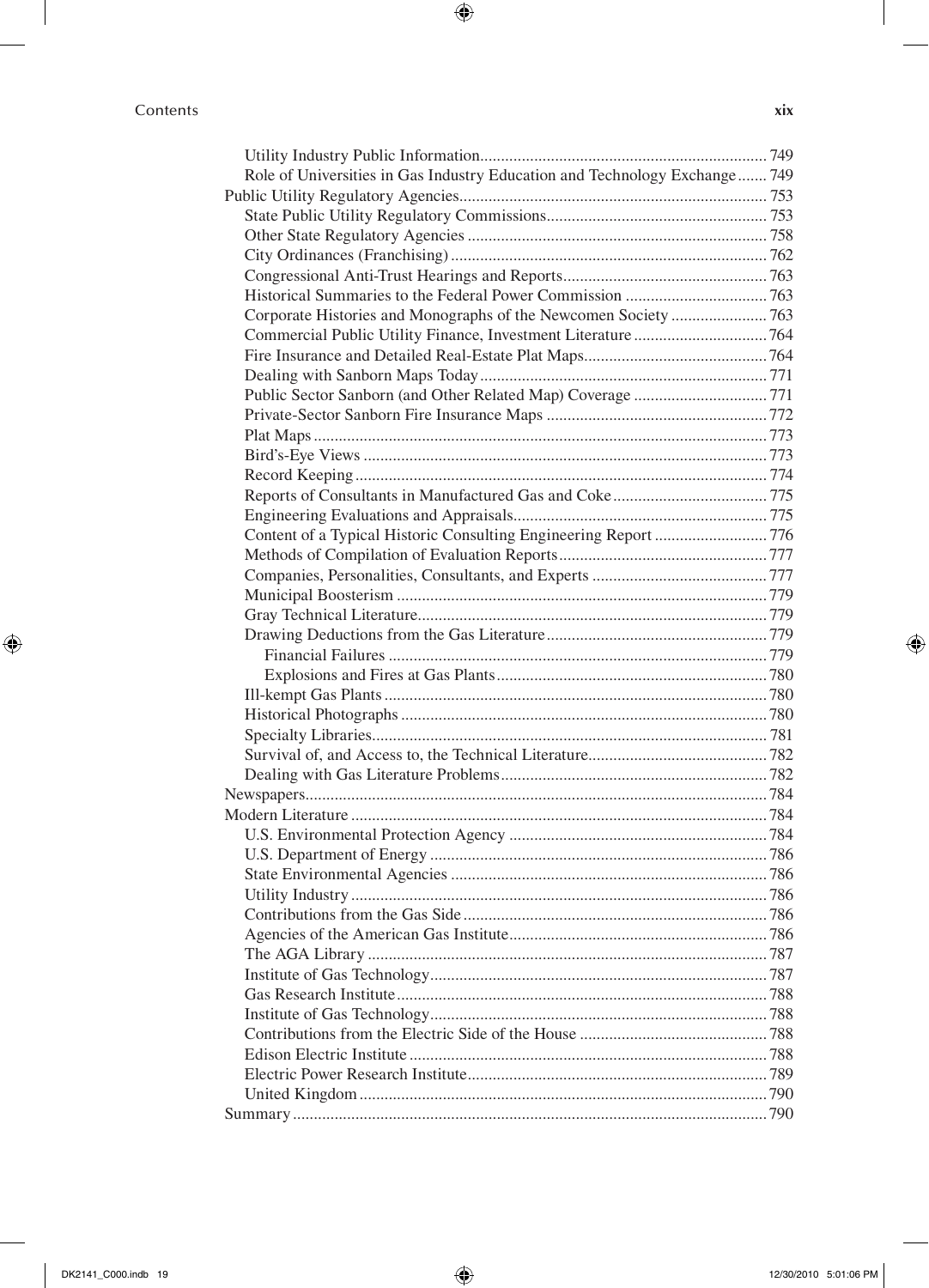- Utility Industry Public Information ... 749
- Role of Universities in Gas Industry Education and Technology Exchange ... 749

Public Utility Regulatory Agencies ... 753

- State Public Utility Regulatory Commissions ... 753
- Other State Regulatory Agencies ... 758
- City Ordinances (Franchising) ... 762
- Congressional Anti-Trust Hearings and Reports ... 763
- Historical Summaries to the Federal Power Commission ... 763
- Corporate Histories and Monographs of the Newcomen Society ... 763
- Commercial Public Utility Finance, Investment Literature ... 764
- Fire Insurance and Detailed Real-Estate Plat Maps ... 764
- Dealing with Sanborn Maps Today ... 771
- Public Sector Sanborn (and Other Related Map) Coverage ... 771
- Private-Sector Sanborn Fire Insurance Maps ... 772
- Plat Maps ... 773
- Bird's-Eye Views ... 773
- Record Keeping ... 774
- Reports of Consultants in Manufactured Gas and Coke ... 775
- Engineering Evaluations and Appraisals ... 775
- Content of a Typical Historic Consulting Engineering Report ... 776
- Methods of Compilation of Evaluation Reports ... 777
- Companies, Personalities, Consultants, and Experts ... 777
- Municipal Boosterism ... 779
- Gray Technical Literature ... 779
- Drawing Deductions from the Gas Literature ... 779
  - Financial Failures ... 779
  - Explosions and Fires at Gas Plants ... 780
- Ill-kempt Gas Plants ... 780
- Historical Photographs ... 780
- Specialty Libraries ... 781
- Survival of, and Access to, the Technical Literature ... 782
- Dealing with Gas Literature Problems ... 782

Newspapers ... 784

Modern Literature ... 784

- U.S. Environmental Protection Agency ... 784
- U.S. Department of Energy ... 786
- State Environmental Agencies ... 786
- Utility Industry ... 786
- Contributions from the Gas Side ... 786
- Agencies of the American Gas Institute ... 786
- The AGA Library ... 787
- Institute of Gas Technology ... 787
- Gas Research Institute ... 788
- Institute of Gas Technology ... 788
- Contributions from the Electric Side of the House ... 788
- Edison Electric Institute ... 788
- Electric Power Research Institute ... 789
- United Kingdom ... 790

Summary ... 790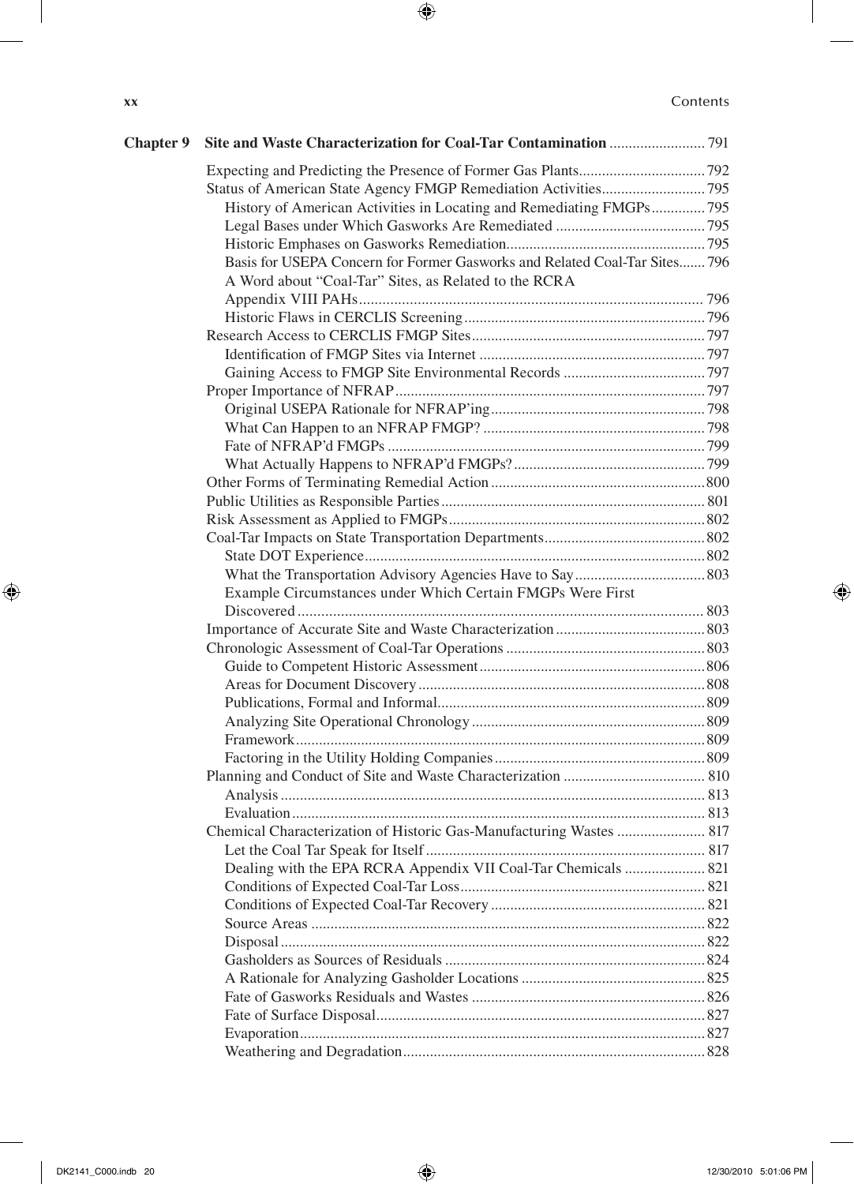**Chapter 9 Site and Waste Characterization for Coal-Tar Contamination** ......................... 791

Expecting and Predicting the Presence of Former Gas Plants................................ 792
Status of American State Agency FMGP Remediation Activities........................... 795
  History of American Activities in Locating and Remediating FMGPs.............. 795
  Legal Bases under Which Gasworks Are Remediated ....................................... 795
  Historic Emphases on Gasworks Remediation.................................................... 795
  Basis for USEPA Concern for Former Gasworks and Related Coal-Tar Sites....... 796
  A Word about "Coal-Tar" Sites, as Related to the RCRA Appendix VIII PAHs....................................................................................... 796
  Historic Flaws in CERCLIS Screening.............................................................. 796
Research Access to CERCLIS FMGP Sites............................................................ 797
  Identification of FMGP Sites via Internet .......................................................... 797
  Gaining Access to FMGP Site Environmental Records ..................................... 797
Proper Importance of NFRAP................................................................................. 797
  Original USEPA Rationale for NFRAP'ing........................................................ 798
  What Can Happen to an NFRAP FMGP? .......................................................... 798
  Fate of NFRAP'd FMGPs ................................................................................... 799
  What Actually Happens to NFRAP'd FMGPs?.................................................. 799
Other Forms of Terminating Remedial Action ........................................................ 800
Public Utilities as Responsible Parties..................................................................... 801
Risk Assessment as Applied to FMGPs.................................................................. 802
Coal-Tar Impacts on State Transportation Departments......................................... 802
  State DOT Experience........................................................................................ 802
  What the Transportation Advisory Agencies Have to Say................................. 803
  Example Circumstances under Which Certain FMGPs Were First Discovered........................................................................................................ 803
Importance of Accurate Site and Waste Characterization....................................... 803
Chronologic Assessment of Coal-Tar Operations .................................................... 803
  Guide to Competent Historic Assessment.......................................................... 806
  Areas for Document Discovery .......................................................................... 808
  Publications, Formal and Informal..................................................................... 809
  Analyzing Site Operational Chronology ............................................................ 809
  Framework......................................................................................................... 809
  Factoring in the Utility Holding Companies...................................................... 809
Planning and Conduct of Site and Waste Characterization ..................................... 810
  Analysis ............................................................................................................. 813
  Evaluation.......................................................................................................... 813
Chemical Characterization of Historic Gas-Manufacturing Wastes ....................... 817
  Let the Coal Tar Speak for Itself ........................................................................ 817
  Dealing with the EPA RCRA Appendix VII Coal-Tar Chemicals ..................... 821
  Conditions of Expected Coal-Tar Loss............................................................... 821
  Conditions of Expected Coal-Tar Recovery ....................................................... 821
  Source Areas ...................................................................................................... 822
  Disposal............................................................................................................. 822
  Gasholders as Sources of Residuals ................................................................... 824
  A Rationale for Analyzing Gasholder Locations ................................................ 825
  Fate of Gasworks Residuals and Wastes ............................................................ 826
  Fate of Surface Disposal.................................................................................... 827
  Evaporation........................................................................................................ 827
  Weathering and Degradation.............................................................................. 828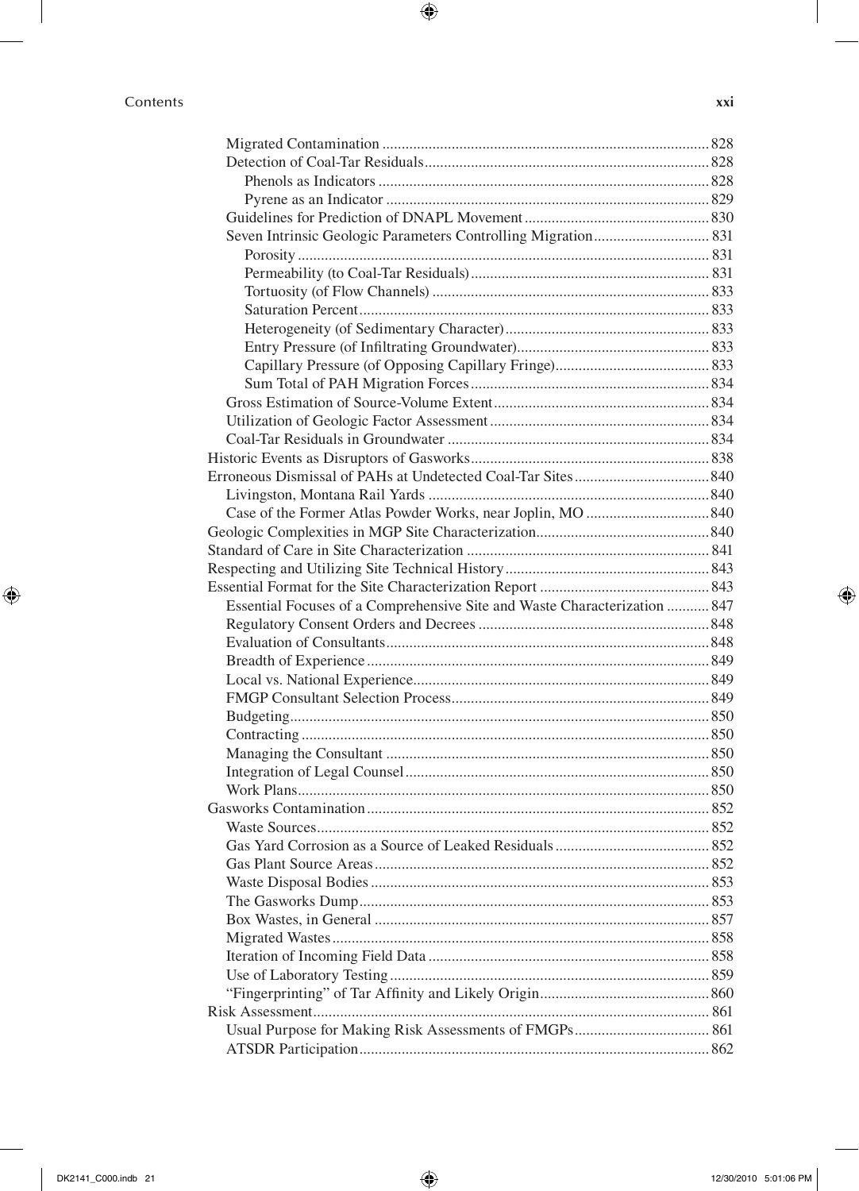- Migrated Contamination ..... 828
- Detection of Coal-Tar Residuals ..... 828
  - Phenols as Indicators ..... 828
  - Pyrene as an Indicator ..... 829
- Guidelines for Prediction of DNAPL Movement ..... 830
- Seven Intrinsic Geologic Parameters Controlling Migration ..... 831
  - Porosity ..... 831
  - Permeability (to Coal-Tar Residuals) ..... 831
  - Tortuosity (of Flow Channels) ..... 833
  - Saturation Percent ..... 833
  - Heterogeneity (of Sedimentary Character) ..... 833
  - Entry Pressure (of Infiltrating Groundwater) ..... 833
  - Capillary Pressure (of Opposing Capillary Fringe) ..... 833
  - Sum Total of PAH Migration Forces ..... 834
- Gross Estimation of Source-Volume Extent ..... 834
- Utilization of Geologic Factor Assessment ..... 834
- Coal-Tar Residuals in Groundwater ..... 834

Historic Events as Disruptors of Gasworks ..... 838

Erroneous Dismissal of PAHs at Undetected Coal-Tar Sites ..... 840
- Livingston, Montana Rail Yards ..... 840
- Case of the Former Atlas Powder Works, near Joplin, MO ..... 840

Geologic Complexities in MGP Site Characterization ..... 840

Standard of Care in Site Characterization ..... 841

Respecting and Utilizing Site Technical History ..... 843

Essential Format for the Site Characterization Report ..... 843
- Essential Focuses of a Comprehensive Site and Waste Characterization ..... 847
- Regulatory Consent Orders and Decrees ..... 848
- Evaluation of Consultants ..... 848
- Breadth of Experience ..... 849
- Local vs. National Experience ..... 849
- FMGP Consultant Selection Process ..... 849
- Budgeting ..... 850
- Contracting ..... 850
- Managing the Consultant ..... 850
- Integration of Legal Counsel ..... 850
- Work Plans ..... 850

Gasworks Contamination ..... 852
- Waste Sources ..... 852
- Gas Yard Corrosion as a Source of Leaked Residuals ..... 852
- Gas Plant Source Areas ..... 852
- Waste Disposal Bodies ..... 853
- The Gasworks Dump ..... 853
- Box Wastes, in General ..... 857
- Migrated Wastes ..... 858
- Iteration of Incoming Field Data ..... 858
- Use of Laboratory Testing ..... 859
- "Fingerprinting" of Tar Affinity and Likely Origin ..... 860

Risk Assessment ..... 861
- Usual Purpose for Making Risk Assessments of FMGPs ..... 861
- ATSDR Participation ..... 862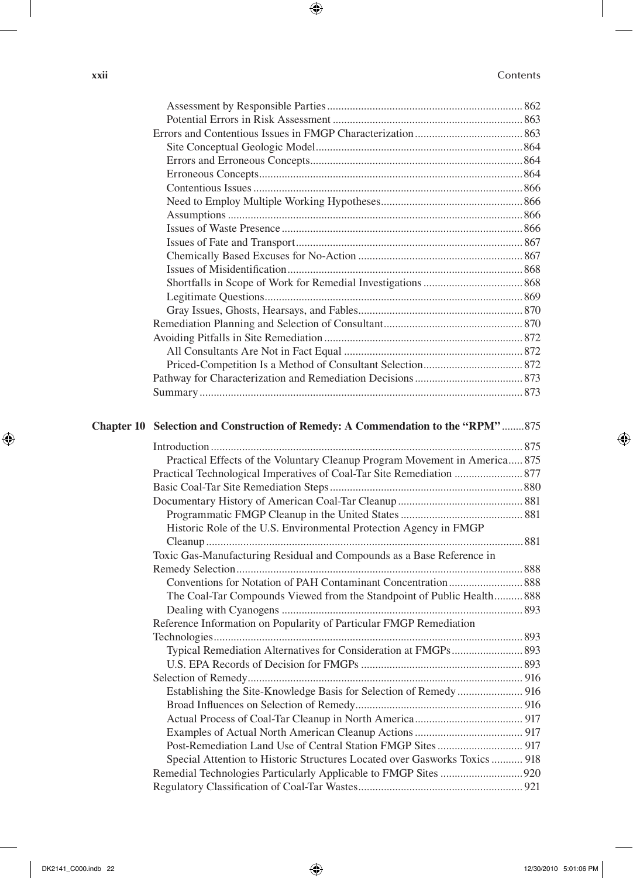Assessment by Responsible Parties ............ 862
Potential Errors in Risk Assessment ............ 863
Errors and Contentious Issues in FMGP Characterization ............ 863
Site Conceptual Geologic Model ............ 864
Errors and Erroneous Concepts ............ 864
Erroneous Concepts ............ 864
Contentious Issues ............ 866
Need to Employ Multiple Working Hypotheses ............ 866
Assumptions ............ 866
Issues of Waste Presence ............ 866
Issues of Fate and Transport ............ 867
Chemically Based Excuses for No-Action ............ 867
Issues of Misidentification ............ 868
Shortfalls in Scope of Work for Remedial Investigations ............ 868
Legitimate Questions ............ 869
Gray Issues, Ghosts, Hearsays, and Fables ............ 870
Remediation Planning and Selection of Consultant ............ 870
Avoiding Pitfalls in Site Remediation ............ 872
All Consultants Are Not in Fact Equal ............ 872
Priced-Competition Is a Method of Consultant Selection ............ 872
Pathway for Characterization and Remediation Decisions ............ 873
Summary ............ 873

**Chapter 10 Selection and Construction of Remedy: A Commendation to the "RPM" ............ 875**

Introduction ............ 875
Practical Effects of the Voluntary Cleanup Program Movement in America ............ 875
Practical Technological Imperatives of Coal-Tar Site Remediation ............ 877
Basic Coal-Tar Site Remediation Steps ............ 880
Documentary History of American Coal-Tar Cleanup ............ 881
Programmatic FMGP Cleanup in the United States ............ 881
Historic Role of the U.S. Environmental Protection Agency in FMGP Cleanup ............ 881
Toxic Gas-Manufacturing Residual and Compounds as a Base Reference in Remedy Selection ............ 888
Conventions for Notation of PAH Contaminant Concentration ............ 888
The Coal-Tar Compounds Viewed from the Standpoint of Public Health ............ 888
Dealing with Cyanogens ............ 893
Reference Information on Popularity of Particular FMGP Remediation Technologies ............ 893
Typical Remediation Alternatives for Consideration at FMGPs ............ 893
U.S. EPA Records of Decision for FMGPs ............ 893
Selection of Remedy ............ 916
Establishing the Site-Knowledge Basis for Selection of Remedy ............ 916
Broad Influences on Selection of Remedy ............ 916
Actual Process of Coal-Tar Cleanup in North America ............ 917
Examples of Actual North American Cleanup Actions ............ 917
Post-Remediation Land Use of Central Station FMGP Sites ............ 917
Special Attention to Historic Structures Located over Gasworks Toxics ............ 918
Remedial Technologies Particularly Applicable to FMGP Sites ............ 920
Regulatory Classification of Coal-Tar Wastes ............ 921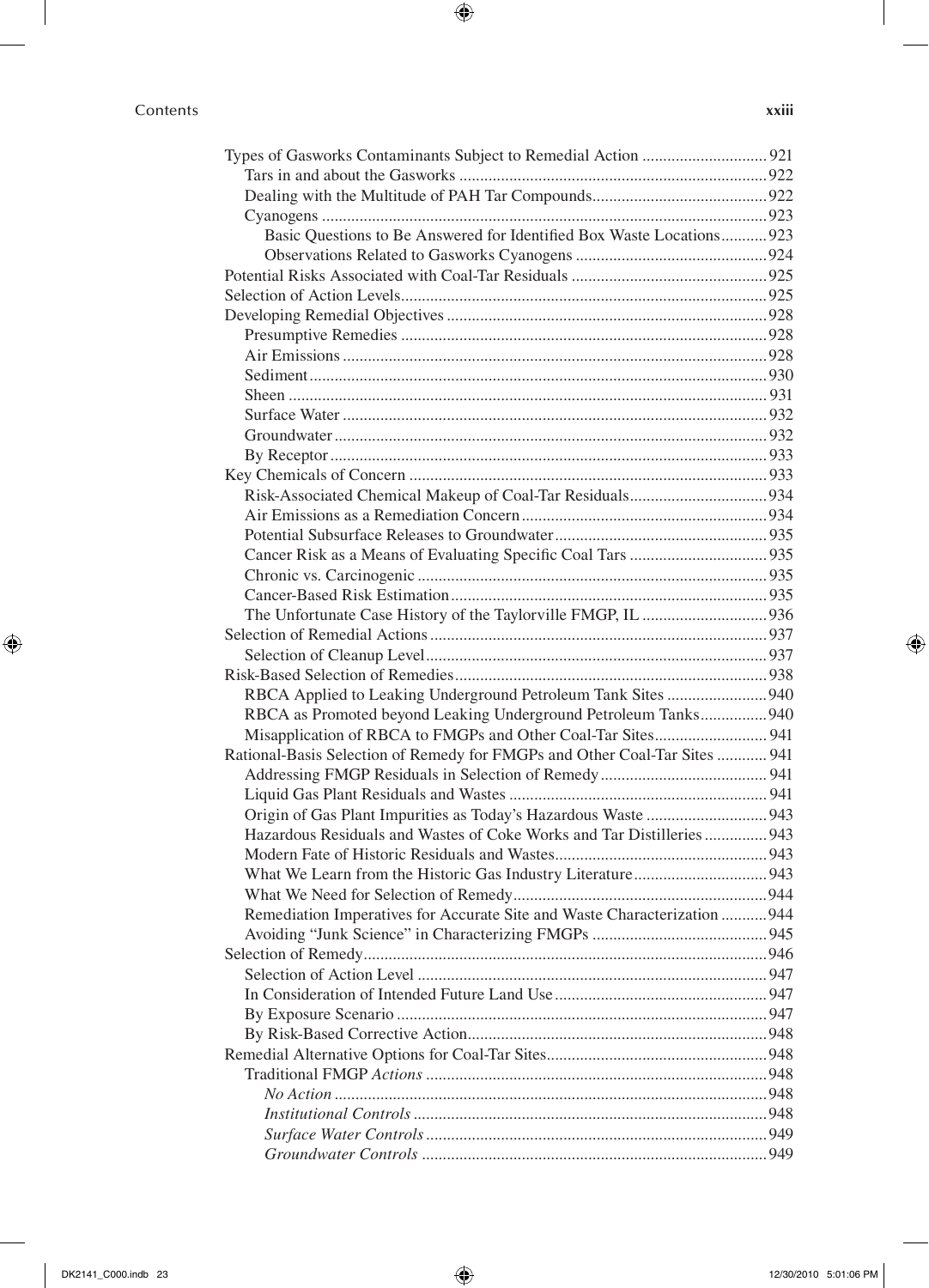Types of Gasworks Contaminants Subject to Remedial Action ............................ 921
- Tars in and about the Gasworks ........................................................................ 922
- Dealing with the Multitude of PAH Tar Compounds......................................... 922
- Cyanogens .......................................................................................................... 923
  - Basic Questions to Be Answered for Identified Box Waste Locations........... 923
  - Observations Related to Gasworks Cyanogens ............................................ 924

Potential Risks Associated with Coal-Tar Residuals .............................................. 925

Selection of Action Levels...................................................................................... 925

Developing Remedial Objectives ........................................................................... 928
- Presumptive Remedies ...................................................................................... 928
- Air Emissions .................................................................................................... 928
- Sediment ............................................................................................................ 930
- Sheen ................................................................................................................. 931
- Surface Water .................................................................................................... 932
- Groundwater ...................................................................................................... 932
- By Receptor ....................................................................................................... 933

Key Chemicals of Concern ..................................................................................... 933
- Risk-Associated Chemical Makeup of Coal-Tar Residuals................................ 934
- Air Emissions as a Remediation Concern .......................................................... 934
- Potential Subsurface Releases to Groundwater .................................................. 935
- Cancer Risk as a Means of Evaluating Specific Coal Tars ................................ 935
- Chronic vs. Carcinogenic .................................................................................. 935
- Cancer-Based Risk Estimation ........................................................................... 935
- The Unfortunate Case History of the Taylorville FMGP, IL ............................. 936

Selection of Remedial Actions ................................................................................ 937
- Selection of Cleanup Level ................................................................................ 937

Risk-Based Selection of Remedies .......................................................................... 938
- RBCA Applied to Leaking Underground Petroleum Tank Sites ........................ 940
- RBCA as Promoted beyond Leaking Underground Petroleum Tanks................ 940
- Misapplication of RBCA to FMGPs and Other Coal-Tar Sites.......................... 941

Rational-Basis Selection of Remedy for FMGPs and Other Coal-Tar Sites ............ 941
- Addressing FMGP Residuals in Selection of Remedy ....................................... 941
- Liquid Gas Plant Residuals and Wastes ............................................................. 941
- Origin of Gas Plant Impurities as Today's Hazardous Waste ............................ 943
- Hazardous Residuals and Wastes of Coke Works and Tar Distilleries .............. 943
- Modern Fate of Historic Residuals and Wastes.................................................. 943
- What We Learn from the Historic Gas Industry Literature................................ 943
- What We Need for Selection of Remedy............................................................ 944
- Remediation Imperatives for Accurate Site and Waste Characterization ........... 944
- Avoiding "Junk Science" in Characterizing FMGPs .......................................... 945

Selection of Remedy................................................................................................ 946
- Selection of Action Level ................................................................................... 947
- In Consideration of Intended Future Land Use................................................... 947
- By Exposure Scenario ........................................................................................ 947
- By Risk-Based Corrective Action....................................................................... 948

Remedial Alternative Options for Coal-Tar Sites.................................................... 948
- Traditional FMGP *Actions* ................................................................................ 948
  - *No Action* ..................................................................................................... 948
  - *Institutional Controls* .................................................................................... 948
  - *Surface Water Controls* ................................................................................. 949
  - *Groundwater Controls* .................................................................................. 949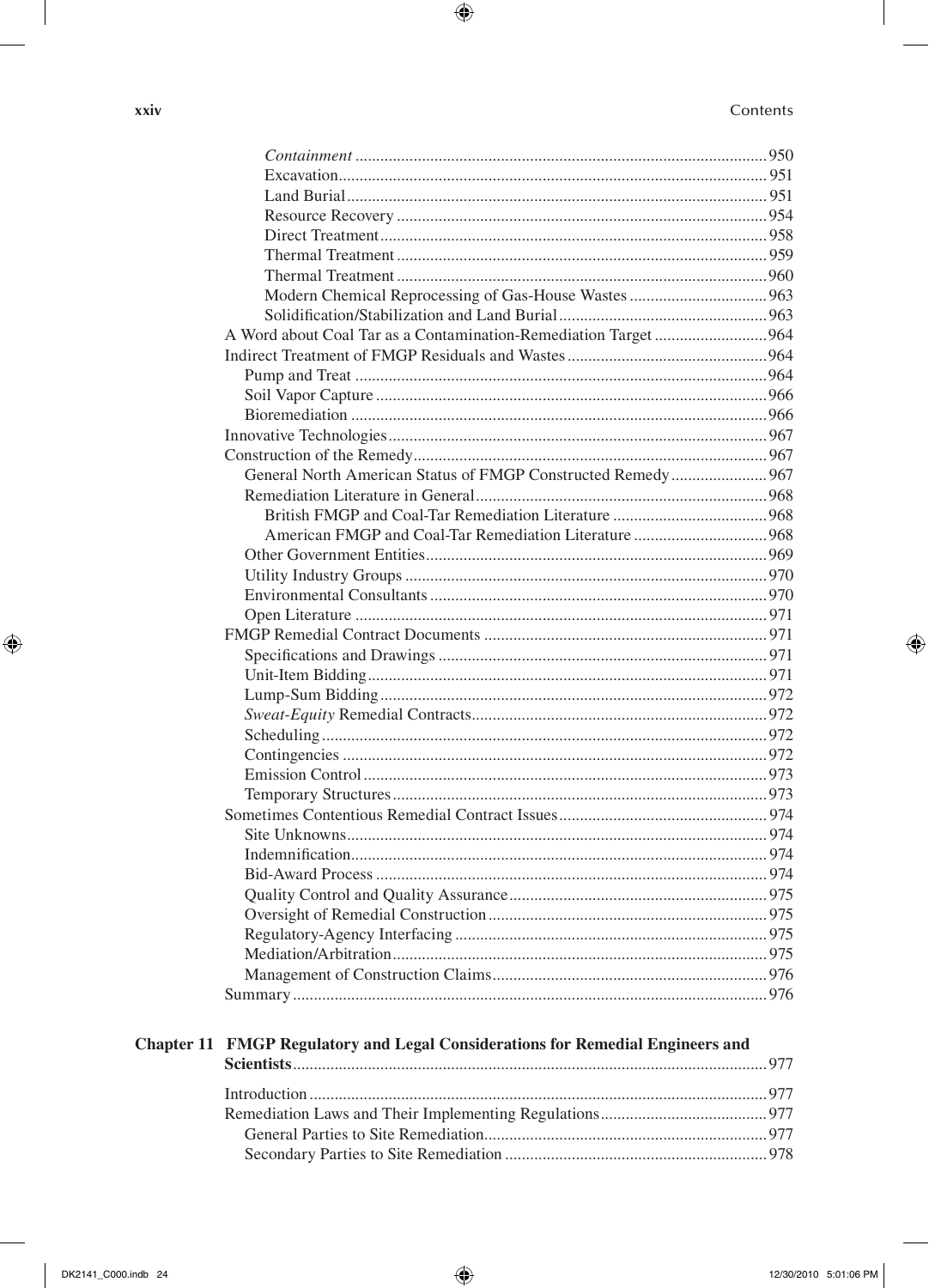*Containment* .................................................................................................950
Excavation......................................................................................................951
Land Burial....................................................................................................951
Resource Recovery ........................................................................................954
Direct Treatment............................................................................................958
Thermal Treatment ........................................................................................959
Thermal Treatment ........................................................................................960
Modern Chemical Reprocessing of Gas-House Wastes .................................963
Solidification/Stabilization and Land Burial..................................................963

A Word about Coal Tar as a Contamination-Remediation Target ...........................964
Indirect Treatment of FMGP Residuals and Wastes ................................................964
Pump and Treat ..................................................................................................964
Soil Vapor Capture .............................................................................................966
Bioremediation ...................................................................................................966
Innovative Technologies...........................................................................................967
Construction of the Remedy.....................................................................................967
General North American Status of FMGP Constructed Remedy........................967
Remediation Literature in General......................................................................968
British FMGP and Coal-Tar Remediation Literature .....................................968
American FMGP and Coal-Tar Remediation Literature ................................968
Other Government Entities..................................................................................969
Utility Industry Groups ......................................................................................970
Environmental Consultants .................................................................................970
Open Literature ..................................................................................................971
FMGP Remedial Contract Documents ....................................................................971
Specifications and Drawings ..............................................................................971
Unit-Item Bidding...............................................................................................971
Lump-Sum Bidding............................................................................................972
*Sweat-Equity* Remedial Contracts.......................................................................972
Scheduling..........................................................................................................972
Contingencies .....................................................................................................972
Emission Control.................................................................................................973
Temporary Structures..........................................................................................973
Sometimes Contentious Remedial Contract Issues..................................................974
Site Unknowns....................................................................................................974
Indemnification...................................................................................................974
Bid-Award Process .............................................................................................974
Quality Control and Quality Assurance..............................................................975
Oversight of Remedial Construction ..................................................................975
Regulatory-Agency Interfacing ..........................................................................975
Mediation/Arbitration.........................................................................................975
Management of Construction Claims..................................................................976
Summary..................................................................................................................976

**Chapter 11 FMGP Regulatory and Legal Considerations for Remedial Engineers and Scientists**.................................................................................................977

Introduction .............................................................................................................977
Remediation Laws and Their Implementing Regulations........................................977
General Parties to Site Remediation...................................................................977
Secondary Parties to Site Remediation ..............................................................978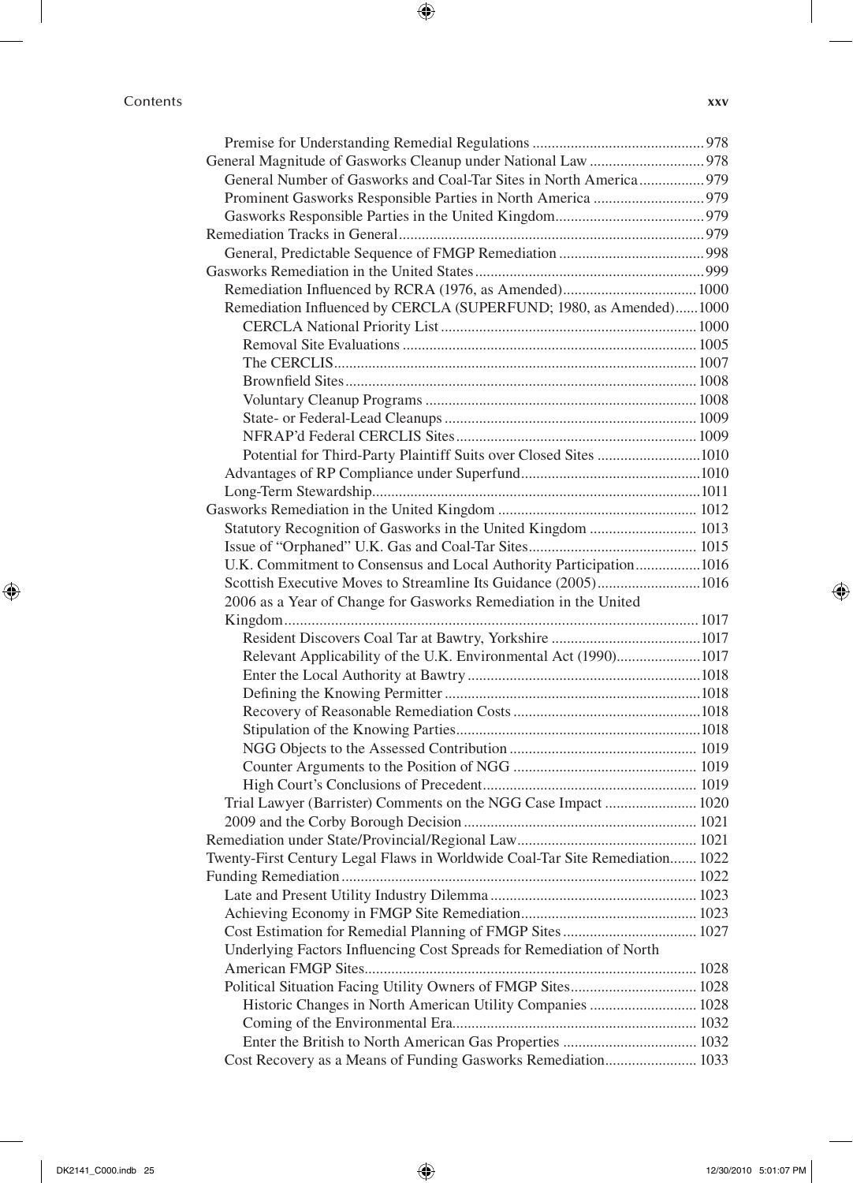Premise for Understanding Remedial Regulations ............................................ 978
General Magnitude of Gasworks Cleanup under National Law ............................ 978
General Number of Gasworks and Coal-Tar Sites in North America ................ 979
Prominent Gasworks Responsible Parties in North America ............................ 979
Gasworks Responsible Parties in the United Kingdom ...................................... 979
Remediation Tracks in General ............................................................................... 979
General, Predictable Sequence of FMGP Remediation ..................................... 998
Gasworks Remediation in the United States ............................................................ 999
Remediation Influenced by RCRA (1976, as Amended) .................................. 1000
Remediation Influenced by CERCLA (SUPERFUND; 1980, as Amended) ...... 1000
CERCLA National Priority List ................................................................... 1000
Removal Site Evaluations ............................................................................ 1005
The CERCLIS ............................................................................................. 1007
Brownfield Sites .......................................................................................... 1008
Voluntary Cleanup Programs ...................................................................... 1008
State- or Federal-Lead Cleanups ................................................................. 1009
NFRAP'd Federal CERCLIS Sites ............................................................... 1009
Potential for Third-Party Plaintiff Suits over Closed Sites ........................... 1010
Advantages of RP Compliance under Superfund .............................................. 1010
Long-Term Stewardship ..................................................................................... 1011
Gasworks Remediation in the United Kingdom ................................................... 1012
Statutory Recognition of Gasworks in the United Kingdom ............................ 1013
Issue of "Orphaned" U.K. Gas and Coal-Tar Sites ............................................ 1015
U.K. Commitment to Consensus and Local Authority Participation ................. 1016
Scottish Executive Moves to Streamline Its Guidance (2005) ........................... 1016
2006 as a Year of Change for Gasworks Remediation in the United Kingdom .......................................................................................................... 1017
Resident Discovers Coal Tar at Bawtry, Yorkshire ....................................... 1017
Relevant Applicability of the U.K. Environmental Act (1990) ...................... 1017
Enter the Local Authority at Bawtry ............................................................ 1018
Defining the Knowing Permitter .................................................................. 1018
Recovery of Reasonable Remediation Costs ................................................ 1018
Stipulation of the Knowing Parties ............................................................... 1018
NGG Objects to the Assessed Contribution ................................................. 1019
Counter Arguments to the Position of NGG ................................................ 1019
High Court's Conclusions of Precedent ....................................................... 1019
Trial Lawyer (Barrister) Comments on the NGG Case Impact ........................ 1020
2009 and the Corby Borough Decision ............................................................ 1021
Remediation under State/Provincial/Regional Law .............................................. 1021
Twenty-First Century Legal Flaws in Worldwide Coal-Tar Site Remediation ....... 1022
Funding Remediation ............................................................................................ 1022
Late and Present Utility Industry Dilemma ..................................................... 1023
Achieving Economy in FMGP Site Remediation .............................................. 1023
Cost Estimation for Remedial Planning of FMGP Sites ................................... 1027
Underlying Factors Influencing Cost Spreads for Remediation of North American FMGP Sites ...................................................................................... 1028
Political Situation Facing Utility Owners of FMGP Sites ................................. 1028
Historic Changes in North American Utility Companies ............................ 1028
Coming of the Environmental Era ............................................................... 1032
Enter the British to North American Gas Properties ................................... 1032
Cost Recovery as a Means of Funding Gasworks Remediation ........................ 1033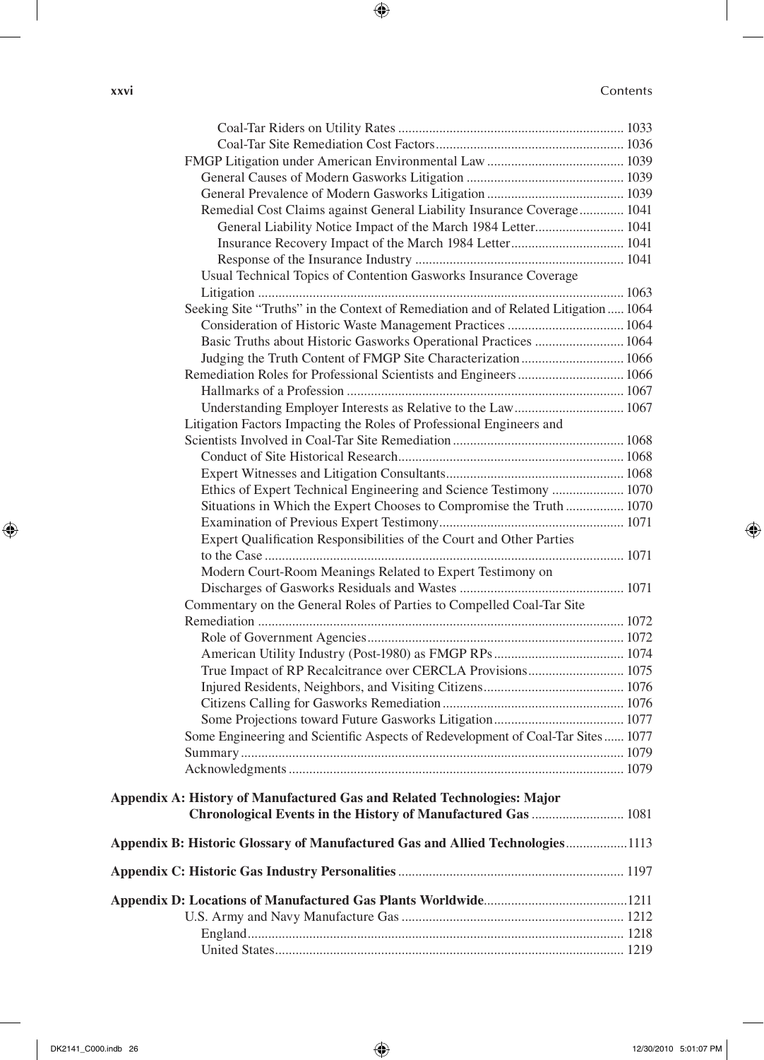Coal-Tar Riders on Utility Rates ........ 1033
Coal-Tar Site Remediation Cost Factors ........ 1036
FMGP Litigation under American Environmental Law ........ 1039
General Causes of Modern Gasworks Litigation ........ 1039
General Prevalence of Modern Gasworks Litigation ........ 1039
Remedial Cost Claims against General Liability Insurance Coverage ........ 1041
General Liability Notice Impact of the March 1984 Letter ........ 1041
Insurance Recovery Impact of the March 1984 Letter ........ 1041
Response of the Insurance Industry ........ 1041
Usual Technical Topics of Contention Gasworks Insurance Coverage Litigation ........ 1063
Seeking Site "Truths" in the Context of Remediation and of Related Litigation ........ 1064
Consideration of Historic Waste Management Practices ........ 1064
Basic Truths about Historic Gasworks Operational Practices ........ 1064
Judging the Truth Content of FMGP Site Characterization ........ 1066
Remediation Roles for Professional Scientists and Engineers ........ 1066
Hallmarks of a Profession ........ 1067
Understanding Employer Interests as Relative to the Law ........ 1067
Litigation Factors Impacting the Roles of Professional Engineers and Scientists Involved in Coal-Tar Site Remediation ........ 1068
Conduct of Site Historical Research ........ 1068
Expert Witnesses and Litigation Consultants ........ 1068
Ethics of Expert Technical Engineering and Science Testimony ........ 1070
Situations in Which the Expert Chooses to Compromise the Truth ........ 1070
Examination of Previous Expert Testimony ........ 1071
Expert Qualification Responsibilities of the Court and Other Parties to the Case ........ 1071
Modern Court-Room Meanings Related to Expert Testimony on Discharges of Gasworks Residuals and Wastes ........ 1071
Commentary on the General Roles of Parties to Compelled Coal-Tar Site Remediation ........ 1072
Role of Government Agencies ........ 1072
American Utility Industry (Post-1980) as FMGP RPs ........ 1074
True Impact of RP Recalcitrance over CERCLA Provisions ........ 1075
Injured Residents, Neighbors, and Visiting Citizens ........ 1076
Citizens Calling for Gasworks Remediation ........ 1076
Some Projections toward Future Gasworks Litigation ........ 1077
Some Engineering and Scientific Aspects of Redevelopment of Coal-Tar Sites ........ 1077
Summary ........ 1079
Acknowledgments ........ 1079

**Appendix A: History of Manufactured Gas and Related Technologies: Major Chronological Events in the History of Manufactured Gas** ........ 1081

**Appendix B: Historic Glossary of Manufactured Gas and Allied Technologies** ........ 1113

**Appendix C: Historic Gas Industry Personalities** ........ 1197

**Appendix D: Locations of Manufactured Gas Plants Worldwide** ........ 1211
U.S. Army and Navy Manufacture Gas ........ 1212
England ........ 1218
United States ........ 1219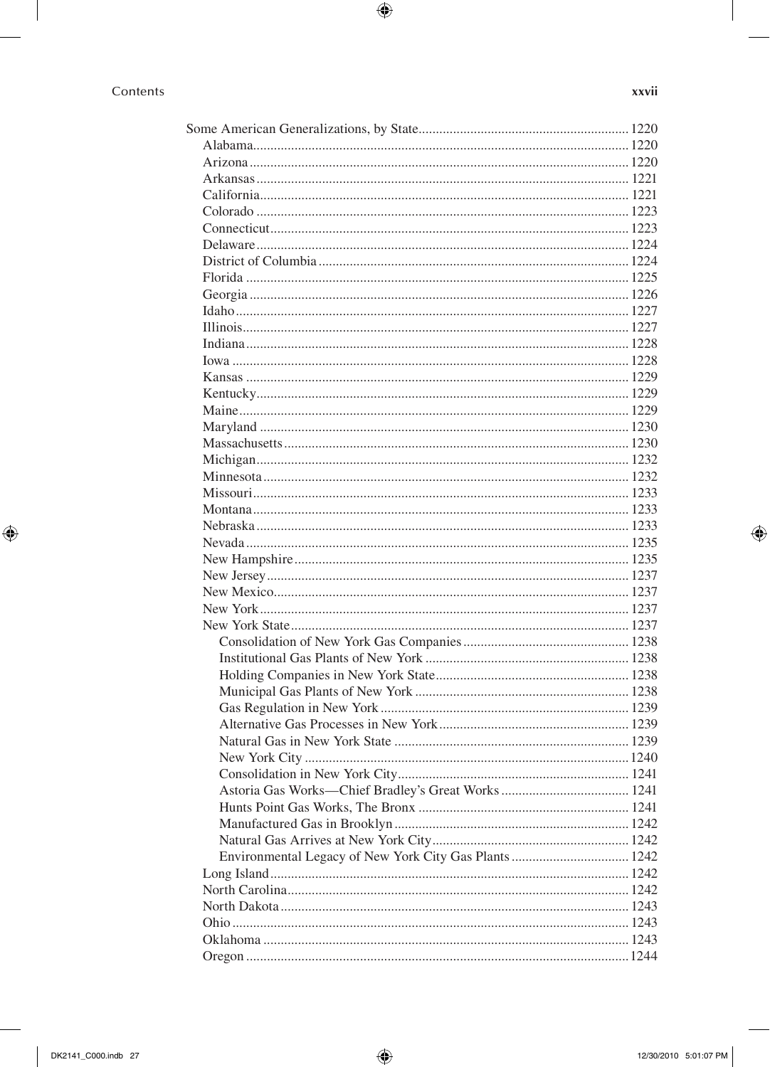Some American Generalizations, by State ............ 1220
- Alabama ............ 1220
- Arizona ............ 1220
- Arkansas ............ 1221
- California ............ 1221
- Colorado ............ 1223
- Connecticut ............ 1223
- Delaware ............ 1224
- District of Columbia ............ 1224
- Florida ............ 1225
- Georgia ............ 1226
- Idaho ............ 1227
- Illinois ............ 1227
- Indiana ............ 1228
- Iowa ............ 1228
- Kansas ............ 1229
- Kentucky ............ 1229
- Maine ............ 1229
- Maryland ............ 1230
- Massachusetts ............ 1230
- Michigan ............ 1232
- Minnesota ............ 1232
- Missouri ............ 1233
- Montana ............ 1233
- Nebraska ............ 1233
- Nevada ............ 1235
- New Hampshire ............ 1235
- New Jersey ............ 1237
- New Mexico ............ 1237
- New York ............ 1237
- New York State ............ 1237
  - Consolidation of New York Gas Companies ............ 1238
  - Institutional Gas Plants of New York ............ 1238
  - Holding Companies in New York State ............ 1238
  - Municipal Gas Plants of New York ............ 1238
  - Gas Regulation in New York ............ 1239
  - Alternative Gas Processes in New York ............ 1239
  - Natural Gas in New York State ............ 1239
  - New York City ............ 1240
  - Consolidation in New York City ............ 1241
  - Astoria Gas Works—Chief Bradley's Great Works ............ 1241
  - Hunts Point Gas Works, The Bronx ............ 1241
  - Manufactured Gas in Brooklyn ............ 1242
  - Natural Gas Arrives at New York City ............ 1242
  - Environmental Legacy of New York City Gas Plants ............ 1242
- Long Island ............ 1242
- North Carolina ............ 1242
- North Dakota ............ 1243
- Ohio ............ 1243
- Oklahoma ............ 1243
- Oregon ............ 1244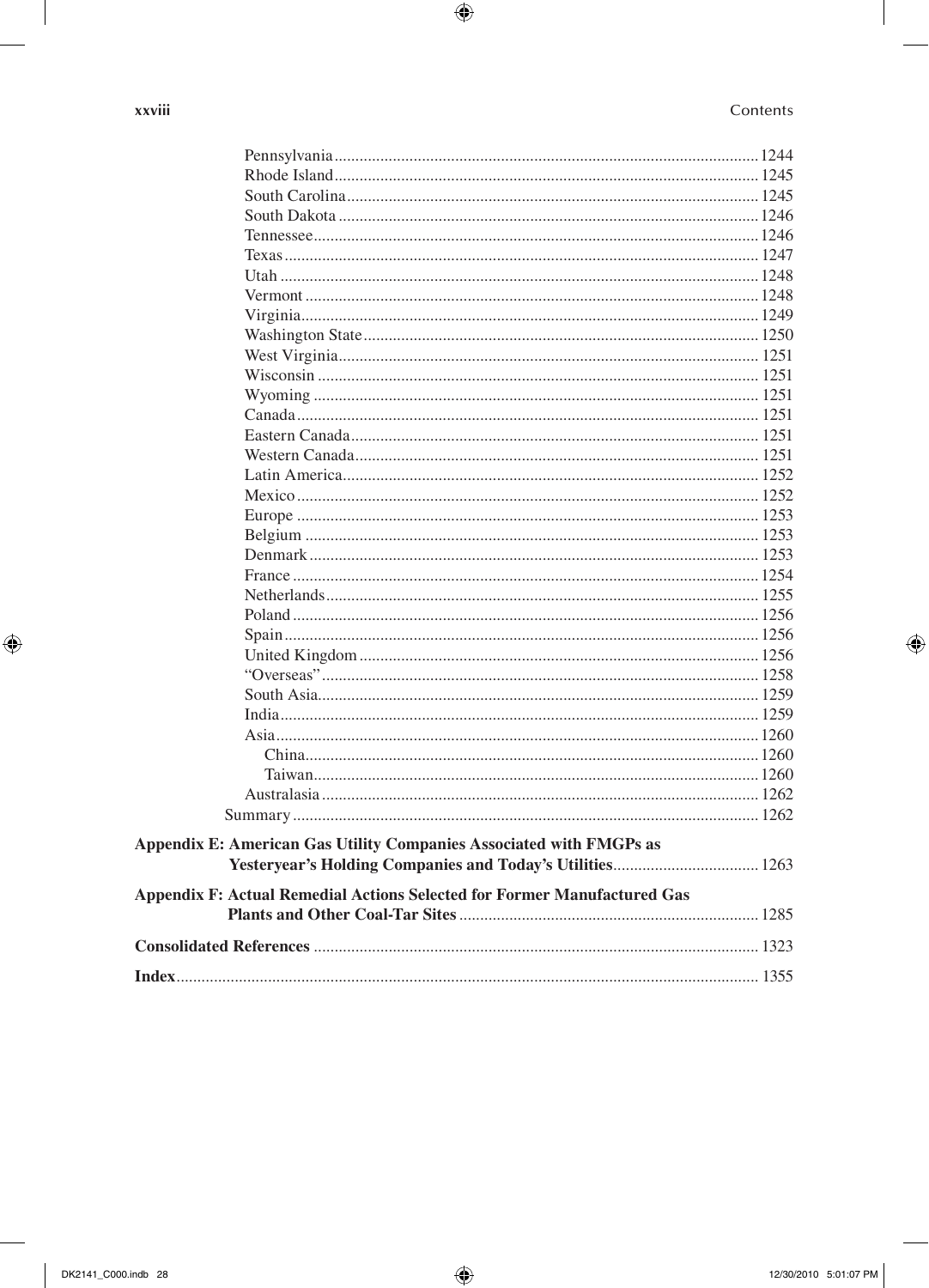Pennsylvania ..... 1244
Rhode Island ..... 1245
South Carolina ..... 1245
South Dakota ..... 1246
Tennessee ..... 1246
Texas ..... 1247
Utah ..... 1248
Vermont ..... 1248
Virginia ..... 1249
Washington State ..... 1250
West Virginia ..... 1251
Wisconsin ..... 1251
Wyoming ..... 1251
Canada ..... 1251
Eastern Canada ..... 1251
Western Canada ..... 1251
Latin America ..... 1252
Mexico ..... 1252
Europe ..... 1253
Belgium ..... 1253
Denmark ..... 1253
France ..... 1254
Netherlands ..... 1255
Poland ..... 1256
Spain ..... 1256
United Kingdom ..... 1256
"Overseas" ..... 1258
South Asia ..... 1259
India ..... 1259
Asia ..... 1260
China ..... 1260
Taiwan ..... 1260
Australasia ..... 1262
Summary ..... 1262

**Appendix E: American Gas Utility Companies Associated with FMGPs as Yesteryear's Holding Companies and Today's Utilities** ..... 1263

**Appendix F: Actual Remedial Actions Selected for Former Manufactured Gas Plants and Other Coal-Tar Sites** ..... 1285

**Consolidated References** ..... 1323

**Index** ..... 1355